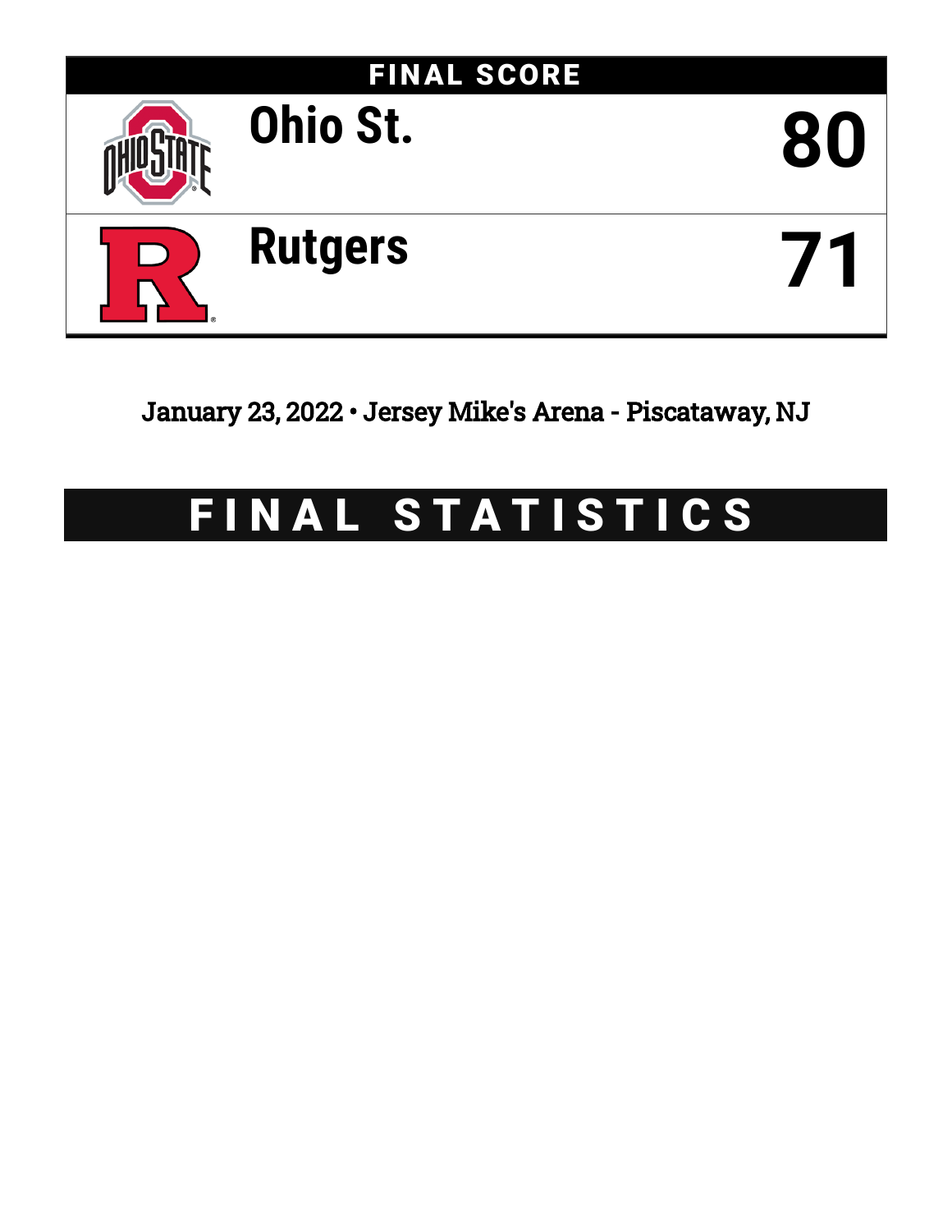## FINAL SCORE

| Team | Score |
| --- | --- |
| Ohio St. | 80 |
| Rutgers | 71 |

January 23, 2022 • Jersey Mike's Arena - Piscataway, NJ

# FINAL STATISTICS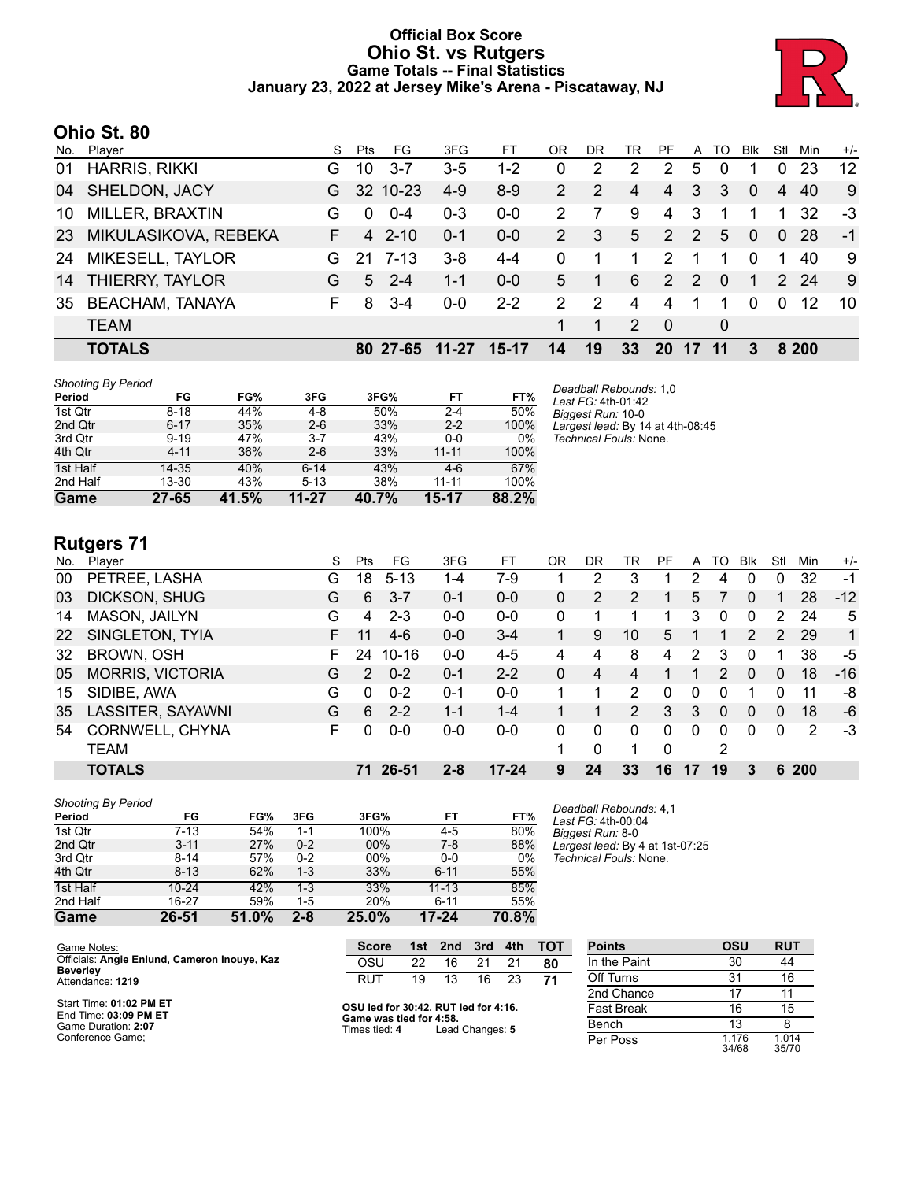# Official Box Score
# Ohio St. vs Rutgers
### Game Totals -- Final Statistics
### January 23, 2022 at Jersey Mike's Arena - Piscataway, NJ

## Ohio St. 80

| No. | Player | S | Pts | FG | 3FG | FT | OR | DR | TR | PF | A | TO | Blk | Stl | Min | +/- |
|---|---|---|---|---|---|---|---|---|---|---|---|---|---|---|---|---|
| 01 | HARRIS, RIKKI | G | 10 | 3-7 | 3-5 | 1-2 | 0 | 2 | 2 | 2 | 5 | 0 | 1 | 0 | 23 | 12 |
| 04 | SHELDON, JACY | G | 32 | 10-23 | 4-9 | 8-9 | 2 | 2 | 4 | 4 | 3 | 3 | 0 | 4 | 40 | 9 |
| 10 | MILLER, BRAXTIN | G | 0 | 0-4 | 0-3 | 0-0 | 2 | 7 | 9 | 4 | 3 | 1 | 1 | 1 | 32 | -3 |
| 23 | MIKULASIKOVA, REBEKA | F | 4 | 2-10 | 0-1 | 0-0 | 2 | 3 | 5 | 2 | 2 | 5 | 0 | 0 | 28 | -1 |
| 24 | MIKESELL, TAYLOR | G | 21 | 7-13 | 3-8 | 4-4 | 0 | 1 | 1 | 2 | 1 | 1 | 0 | 1 | 40 | 9 |
| 14 | THIERRY, TAYLOR | G | 5 | 2-4 | 1-1 | 0-0 | 5 | 1 | 6 | 2 | 2 | 0 | 1 | 2 | 24 | 9 |
| 35 | BEACHAM, TANAYA | F | 8 | 3-4 | 0-0 | 2-2 | 2 | 2 | 4 | 4 | 1 | 1 | 0 | 0 | 12 | 10 |
| | TEAM | | | | | | 1 | 1 | 2 | 0 | | 0 | | | | |
| | **TOTALS** | | **80** | **27-65** | **11-27** | **15-17** | **14** | **19** | **33** | **20** | **17** | **11** | **3** | **8** | **200** | |

*Shooting By Period*

| Period | FG | FG% | 3FG | 3FG% | FT | FT% |
|---|---|---|---|---|---|---|
| 1st Qtr | 8-18 | 44% | 4-8 | 50% | 2-4 | 50% |
| 2nd Qtr | 6-17 | 35% | 2-6 | 33% | 2-2 | 100% |
| 3rd Qtr | 9-19 | 47% | 3-7 | 43% | 0-0 | 0% |
| 4th Qtr | 4-11 | 36% | 2-6 | 33% | 11-11 | 100% |
| 1st Half | 14-35 | 40% | 6-14 | 43% | 4-6 | 67% |
| 2nd Half | 13-30 | 43% | 5-13 | 38% | 11-11 | 100% |
| **Game** | **27-65** | **41.5%** | **11-27** | **40.7%** | **15-17** | **88.2%** |

*Deadball Rebounds:* 1,0
*Last FG:* 4th-01:42
*Biggest Run:* 10-0
*Largest lead:* By 14 at 4th-08:45
*Technical Fouls:* None.

## Rutgers 71

| No. | Player | S | Pts | FG | 3FG | FT | OR | DR | TR | PF | A | TO | Blk | Stl | Min | +/- |
|---|---|---|---|---|---|---|---|---|---|---|---|---|---|---|---|---|
| 00 | PETREE, LASHA | G | 18 | 5-13 | 1-4 | 7-9 | 1 | 2 | 3 | 1 | 2 | 4 | 0 | 0 | 32 | -1 |
| 03 | DICKSON, SHUG | G | 6 | 3-7 | 0-1 | 0-0 | 0 | 2 | 2 | 1 | 5 | 7 | 0 | 1 | 28 | -12 |
| 14 | MASON, JAILYN | G | 4 | 2-3 | 0-0 | 0-0 | 0 | 1 | 1 | 1 | 3 | 0 | 0 | 2 | 24 | 5 |
| 22 | SINGLETON, TYIA | F | 11 | 4-6 | 0-0 | 3-4 | 1 | 9 | 10 | 5 | 1 | 1 | 2 | 2 | 29 | 1 |
| 32 | BROWN, OSH | F | 24 | 10-16 | 0-0 | 4-5 | 4 | 4 | 8 | 4 | 2 | 3 | 0 | 1 | 38 | -5 |
| 05 | MORRIS, VICTORIA | G | 2 | 0-2 | 0-1 | 2-2 | 0 | 4 | 4 | 1 | 1 | 2 | 0 | 0 | 18 | -16 |
| 15 | SIDIBE, AWA | G | 0 | 0-2 | 0-1 | 0-0 | 1 | 1 | 2 | 0 | 0 | 0 | 1 | 0 | 11 | -8 |
| 35 | LASSITER, SAYAWNI | G | 6 | 2-2 | 1-1 | 1-4 | 1 | 1 | 2 | 3 | 3 | 0 | 0 | 0 | 18 | -6 |
| 54 | CORNWELL, CHYNA | F | 0 | 0-0 | 0-0 | 0-0 | 0 | 0 | 0 | 0 | 0 | 0 | 0 | 0 | 2 | -3 |
| | TEAM | | | | | | 1 | 0 | 1 | 0 | | 2 | | | | |
| | **TOTALS** | | **71** | **26-51** | **2-8** | **17-24** | **9** | **24** | **33** | **16** | **17** | **19** | **3** | **6** | **200** | |

*Shooting By Period*

| Period | FG | FG% | 3FG | 3FG% | FT | FT% |
|---|---|---|---|---|---|---|
| 1st Qtr | 7-13 | 54% | 1-1 | 100% | 4-5 | 80% |
| 2nd Qtr | 3-11 | 27% | 0-2 | 00% | 7-8 | 88% |
| 3rd Qtr | 8-14 | 57% | 0-2 | 00% | 0-0 | 0% |
| 4th Qtr | 8-13 | 62% | 1-3 | 33% | 6-11 | 55% |
| 1st Half | 10-24 | 42% | 1-3 | 33% | 11-13 | 85% |
| 2nd Half | 16-27 | 59% | 1-5 | 20% | 6-11 | 55% |
| **Game** | **26-51** | **51.0%** | **2-8** | **25.0%** | **17-24** | **70.8%** |

*Deadball Rebounds:* 4,1
*Last FG:* 4th-00:04
*Biggest Run:* 8-0
*Largest lead:* By 4 at 1st-07:25
*Technical Fouls:* None.

Game Notes:
Officials: **Angie Enlund, Cameron Inouye, Kaz Beverley**
Attendance: **1219**

Start Time: **01:02 PM ET**
End Time: **03:09 PM ET**
Game Duration: **2:07**
Conference Game;

| Score | 1st | 2nd | 3rd | 4th | TOT |
|---|---|---|---|---|---|
| OSU | 22 | 16 | 21 | 21 | **80** |
| RUT | 19 | 13 | 16 | 23 | **71** |

**OSU led for 30:42. RUT led for 4:16.**
**Game was tied for 4:58.**
Times tied: **4** Lead Changes: **5**

| Points | OSU | RUT |
|---|---|---|
| In the Paint | 30 | 44 |
| Off Turns | 31 | 16 |
| 2nd Chance | 17 | 11 |
| Fast Break | 16 | 15 |
| Bench | 13 | 8 |
| Per Poss | 1.176 34/68 | 1.014 35/70 |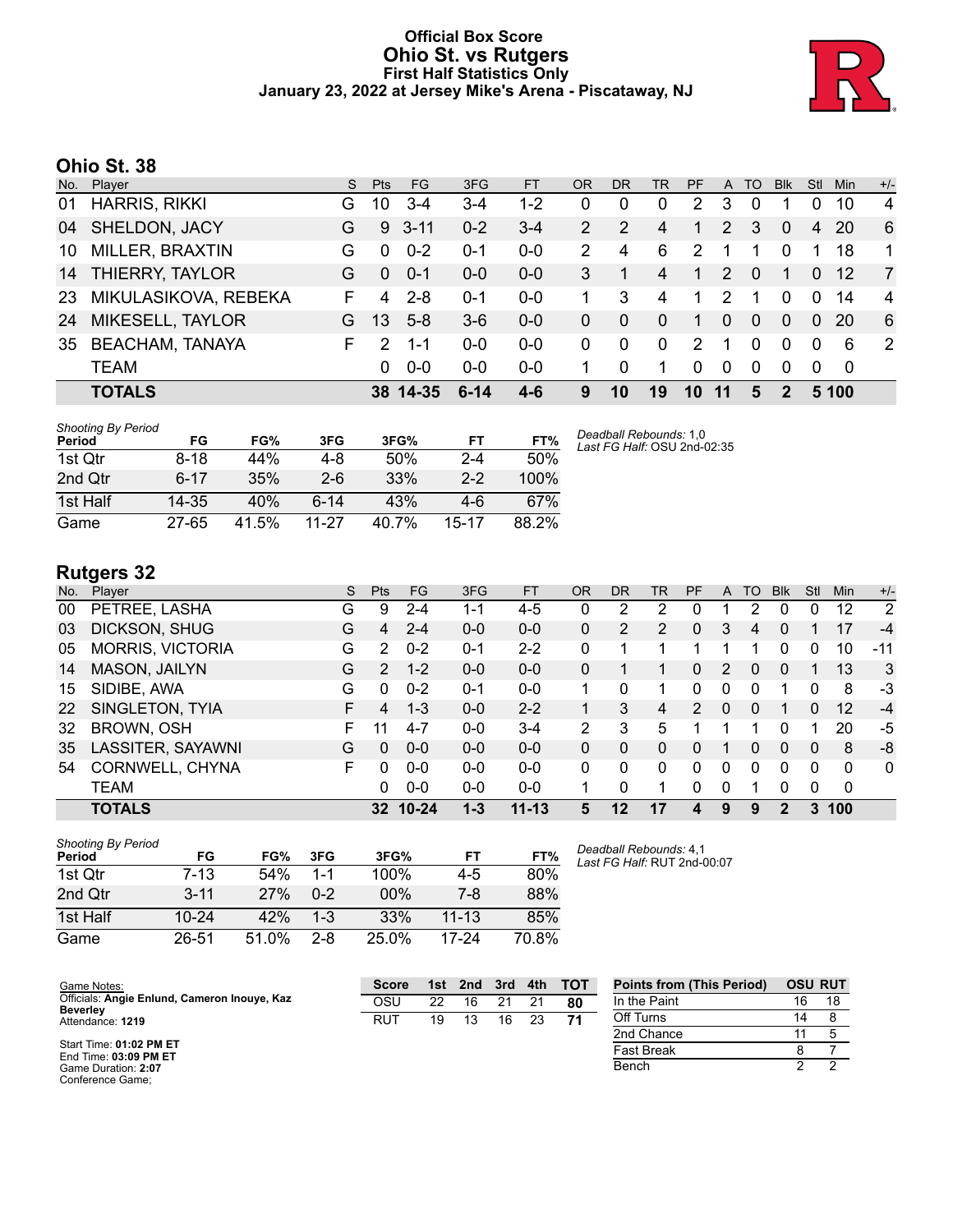# Official Box Score
## Ohio St. vs Rutgers
### First Half Statistics Only
### January 23, 2022 at Jersey Mike's Arena - Piscataway, NJ

## Ohio St. 38

| No. | Player | S | Pts | FG | 3FG | FT | OR | DR | TR | PF | A | TO | Blk | Stl | Min | +/- |
|---|---|---|---|---|---|---|---|---|---|---|---|---|---|---|---|---|
| 01 | HARRIS, RIKKI | G | 10 | 3-4 | 3-4 | 1-2 | 0 | 0 | 0 | 2 | 3 | 0 | 1 | 0 | 10 | 4 |
| 04 | SHELDON, JACY | G | 9 | 3-11 | 0-2 | 3-4 | 2 | 2 | 4 | 1 | 2 | 3 | 0 | 4 | 20 | 6 |
| 10 | MILLER, BRAXTIN | G | 0 | 0-2 | 0-1 | 0-0 | 2 | 4 | 6 | 2 | 1 | 1 | 0 | 1 | 18 | 1 |
| 14 | THIERRY, TAYLOR | G | 0 | 0-1 | 0-0 | 0-0 | 3 | 1 | 4 | 1 | 2 | 0 | 1 | 0 | 12 | 7 |
| 23 | MIKULASIKOVA, REBEKA | F | 4 | 2-8 | 0-1 | 0-0 | 1 | 3 | 4 | 1 | 2 | 1 | 0 | 0 | 14 | 4 |
| 24 | MIKESELL, TAYLOR | G | 13 | 5-8 | 3-6 | 0-0 | 0 | 0 | 0 | 1 | 0 | 0 | 0 | 0 | 20 | 6 |
| 35 | BEACHAM, TANAYA | F | 2 | 1-1 | 0-0 | 0-0 | 0 | 0 | 0 | 2 | 1 | 0 | 0 | 0 | 6 | 2 |
| | TEAM | | 0 | 0-0 | 0-0 | 0-0 | 1 | 0 | 1 | 0 | 0 | 0 | 0 | 0 | 0 | |
| | **TOTALS** | | **38** | **14-35** | **6-14** | **4-6** | **9** | **10** | **19** | **10** | **11** | **5** | **2** | **5** | **100** | |

*Shooting By Period*

| Period | FG | FG% | 3FG | 3FG% | FT | FT% |
|---|---|---|---|---|---|---|
| 1st Qtr | 8-18 | 44% | 4-8 | 50% | 2-4 | 50% |
| 2nd Qtr | 6-17 | 35% | 2-6 | 33% | 2-2 | 100% |
| 1st Half | 14-35 | 40% | 6-14 | 43% | 4-6 | 67% |
| Game | 27-65 | 41.5% | 11-27 | 40.7% | 15-17 | 88.2% |

*Deadball Rebounds:* 1,0
*Last FG Half:* OSU 2nd-02:35

## Rutgers 32

| No. | Player | S | Pts | FG | 3FG | FT | OR | DR | TR | PF | A | TO | Blk | Stl | Min | +/- |
|---|---|---|---|---|---|---|---|---|---|---|---|---|---|---|---|---|
| 00 | PETREE, LASHA | G | 9 | 2-4 | 1-1 | 4-5 | 0 | 2 | 2 | 0 | 1 | 2 | 0 | 0 | 12 | 2 |
| 03 | DICKSON, SHUG | G | 4 | 2-4 | 0-0 | 0-0 | 0 | 2 | 2 | 0 | 3 | 4 | 0 | 1 | 17 | -4 |
| 05 | MORRIS, VICTORIA | G | 2 | 0-2 | 0-1 | 2-2 | 0 | 1 | 1 | 1 | 1 | 1 | 0 | 0 | 10 | -11 |
| 14 | MASON, JAILYN | G | 2 | 1-2 | 0-0 | 0-0 | 0 | 1 | 1 | 0 | 2 | 0 | 0 | 1 | 13 | 3 |
| 15 | SIDIBE, AWA | G | 0 | 0-2 | 0-1 | 0-0 | 1 | 0 | 1 | 0 | 0 | 0 | 1 | 0 | 8 | -3 |
| 22 | SINGLETON, TYIA | F | 4 | 1-3 | 0-0 | 2-2 | 1 | 3 | 4 | 2 | 0 | 0 | 1 | 0 | 12 | -4 |
| 32 | BROWN, OSH | F | 11 | 4-7 | 0-0 | 3-4 | 2 | 3 | 5 | 1 | 1 | 1 | 0 | 1 | 20 | -5 |
| 35 | LASSITER, SAYAWNI | G | 0 | 0-0 | 0-0 | 0-0 | 0 | 0 | 0 | 0 | 1 | 0 | 0 | 0 | 8 | -8 |
| 54 | CORNWELL, CHYNA | F | 0 | 0-0 | 0-0 | 0-0 | 0 | 0 | 0 | 0 | 0 | 0 | 0 | 0 | 0 | 0 |
| | TEAM | | 0 | 0-0 | 0-0 | 0-0 | 1 | 0 | 1 | 0 | 0 | 1 | 0 | 0 | 0 | |
| | **TOTALS** | | **32** | **10-24** | **1-3** | **11-13** | **5** | **12** | **17** | **4** | **9** | **9** | **2** | **3** | **100** | |

*Shooting By Period*

| Period | FG | FG% | 3FG | 3FG% | FT | FT% |
|---|---|---|---|---|---|---|
| 1st Qtr | 7-13 | 54% | 1-1 | 100% | 4-5 | 80% |
| 2nd Qtr | 3-11 | 27% | 0-2 | 00% | 7-8 | 88% |
| 1st Half | 10-24 | 42% | 1-3 | 33% | 11-13 | 85% |
| Game | 26-51 | 51.0% | 2-8 | 25.0% | 17-24 | 70.8% |

*Deadball Rebounds:* 4,1
*Last FG Half:* RUT 2nd-00:07

Game Notes:
Officials: **Angie Enlund, Cameron Inouye, Kaz Beverley**
Attendance: **1219**

Start Time: **01:02 PM ET**
End Time: **03:09 PM ET**
Game Duration: **2:07**
Conference Game;

| Score | 1st | 2nd | 3rd | 4th | TOT |
|---|---|---|---|---|---|
| OSU | 22 | 16 | 21 | 21 | **80** |
| RUT | 19 | 13 | 16 | 23 | **71** |

| Points from (This Period) | OSU | RUT |
|---|---|---|
| In the Paint | 16 | 18 |
| Off Turns | 14 | 8 |
| 2nd Chance | 11 | 5 |
| Fast Break | 8 | 7 |
| Bench | 2 | 2 |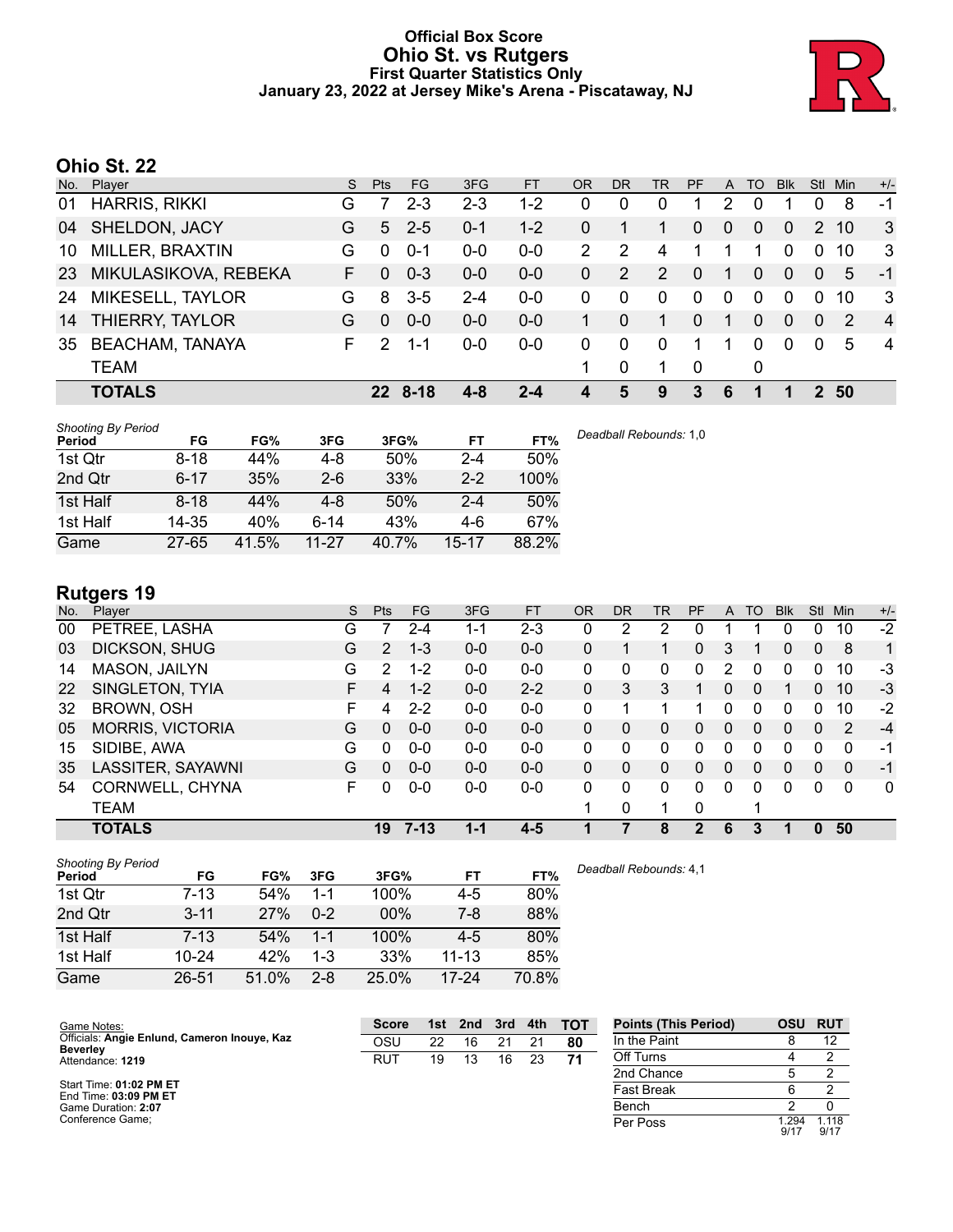# Official Box Score
## Ohio St. vs Rutgers
### First Quarter Statistics Only
### January 23, 2022 at Jersey Mike's Arena - Piscataway, NJ

## Ohio St. 22

| No. | Player | S | Pts | FG | 3FG | FT | OR | DR | TR | PF | A | TO | Blk | Stl | Min | +/- |
|---|---|---|---|---|---|---|---|---|---|---|---|---|---|---|---|---|
| 01 | HARRIS, RIKKI | G | 7 | 2-3 | 2-3 | 1-2 | 0 | 0 | 0 | 1 | 2 | 0 | 1 | 0 | 8 | -1 |
| 04 | SHELDON, JACY | G | 5 | 2-5 | 0-1 | 1-2 | 0 | 1 | 1 | 0 | 0 | 0 | 0 | 2 | 10 | 3 |
| 10 | MILLER, BRAXTIN | G | 0 | 0-1 | 0-0 | 0-0 | 2 | 2 | 4 | 1 | 1 | 1 | 0 | 0 | 10 | 3 |
| 23 | MIKULASIKOVA, REBEKA | F | 0 | 0-3 | 0-0 | 0-0 | 0 | 2 | 2 | 0 | 1 | 0 | 0 | 0 | 5 | -1 |
| 24 | MIKESELL, TAYLOR | G | 8 | 3-5 | 2-4 | 0-0 | 0 | 0 | 0 | 0 | 0 | 0 | 0 | 0 | 10 | 3 |
| 14 | THIERRY, TAYLOR | G | 0 | 0-0 | 0-0 | 0-0 | 1 | 0 | 1 | 0 | 1 | 0 | 0 | 0 | 2 | 4 |
| 35 | BEACHAM, TANAYA | F | 2 | 1-1 | 0-0 | 0-0 | 0 | 0 | 0 | 1 | 1 | 0 | 0 | 0 | 5 | 4 |
| | TEAM | | | | | | 1 | 0 | 1 | 0 | | 0 | | | | |
| | **TOTALS** | | **22** | **8-18** | **4-8** | **2-4** | **4** | **5** | **9** | **3** | **6** | **1** | **1** | **2** | **50** | |

| Shooting By Period Period | FG | FG% | 3FG | 3FG% | FT | FT% |
|---|---|---|---|---|---|---|
| 1st Qtr | 8-18 | 44% | 4-8 | 50% | 2-4 | 50% |
| 2nd Qtr | 6-17 | 35% | 2-6 | 33% | 2-2 | 100% |
| 1st Half | 8-18 | 44% | 4-8 | 50% | 2-4 | 50% |
| 1st Half | 14-35 | 40% | 6-14 | 43% | 4-6 | 67% |
| Game | 27-65 | 41.5% | 11-27 | 40.7% | 15-17 | 88.2% |

*Deadball Rebounds:* 1,0

## Rutgers 19

| No. | Player | S | Pts | FG | 3FG | FT | OR | DR | TR | PF | A | TO | Blk | Stl | Min | +/- |
|---|---|---|---|---|---|---|---|---|---|---|---|---|---|---|---|---|
| 00 | PETREE, LASHA | G | 7 | 2-4 | 1-1 | 2-3 | 0 | 2 | 2 | 0 | 1 | 1 | 0 | 0 | 10 | -2 |
| 03 | DICKSON, SHUG | G | 2 | 1-3 | 0-0 | 0-0 | 0 | 1 | 1 | 0 | 3 | 1 | 0 | 0 | 8 | 1 |
| 14 | MASON, JAILYN | G | 2 | 1-2 | 0-0 | 0-0 | 0 | 0 | 0 | 0 | 2 | 0 | 0 | 0 | 10 | -3 |
| 22 | SINGLETON, TYIA | F | 4 | 1-2 | 0-0 | 2-2 | 0 | 3 | 3 | 1 | 0 | 0 | 1 | 0 | 10 | -3 |
| 32 | BROWN, OSH | F | 4 | 2-2 | 0-0 | 0-0 | 0 | 1 | 1 | 1 | 0 | 0 | 0 | 0 | 10 | -2 |
| 05 | MORRIS, VICTORIA | G | 0 | 0-0 | 0-0 | 0-0 | 0 | 0 | 0 | 0 | 0 | 0 | 0 | 0 | 2 | -4 |
| 15 | SIDIBE, AWA | G | 0 | 0-0 | 0-0 | 0-0 | 0 | 0 | 0 | 0 | 0 | 0 | 0 | 0 | 0 | -1 |
| 35 | LASSITER, SAYAWNI | G | 0 | 0-0 | 0-0 | 0-0 | 0 | 0 | 0 | 0 | 0 | 0 | 0 | 0 | 0 | -1 |
| 54 | CORNWELL, CHYNA | F | 0 | 0-0 | 0-0 | 0-0 | 0 | 0 | 0 | 0 | 0 | 0 | 0 | 0 | 0 | 0 |
| | TEAM | | | | | | 1 | 0 | 1 | 0 | | 1 | | | | |
| | **TOTALS** | | **19** | **7-13** | **1-1** | **4-5** | **1** | **7** | **8** | **2** | **6** | **3** | **1** | **0** | **50** | |

| Shooting By Period Period | FG | FG% | 3FG | 3FG% | FT | FT% |
|---|---|---|---|---|---|---|
| 1st Qtr | 7-13 | 54% | 1-1 | 100% | 4-5 | 80% |
| 2nd Qtr | 3-11 | 27% | 0-2 | 00% | 7-8 | 88% |
| 1st Half | 7-13 | 54% | 1-1 | 100% | 4-5 | 80% |
| 1st Half | 10-24 | 42% | 1-3 | 33% | 11-13 | 85% |
| Game | 26-51 | 51.0% | 2-8 | 25.0% | 17-24 | 70.8% |

*Deadball Rebounds:* 4,1

Game Notes:
Officials: **Angie Enlund, Cameron Inouye, Kaz Beverley**
Attendance: **1219**

Start Time: **01:02 PM ET**
End Time: **03:09 PM ET**
Game Duration: **2:07**
Conference Game;

| Score | 1st | 2nd | 3rd | 4th | TOT |
|---|---|---|---|---|---|
| OSU | 22 | 16 | 21 | 21 | **80** |
| RUT | 19 | 13 | 16 | 23 | **71** |

| Points (This Period) | OSU | RUT |
|---|---|---|
| In the Paint | 8 | 12 |
| Off Turns | 4 | 2 |
| 2nd Chance | 5 | 2 |
| Fast Break | 6 | 2 |
| Bench | 2 | 0 |
| Per Poss | 1.294 9/17 | 1.118 9/17 |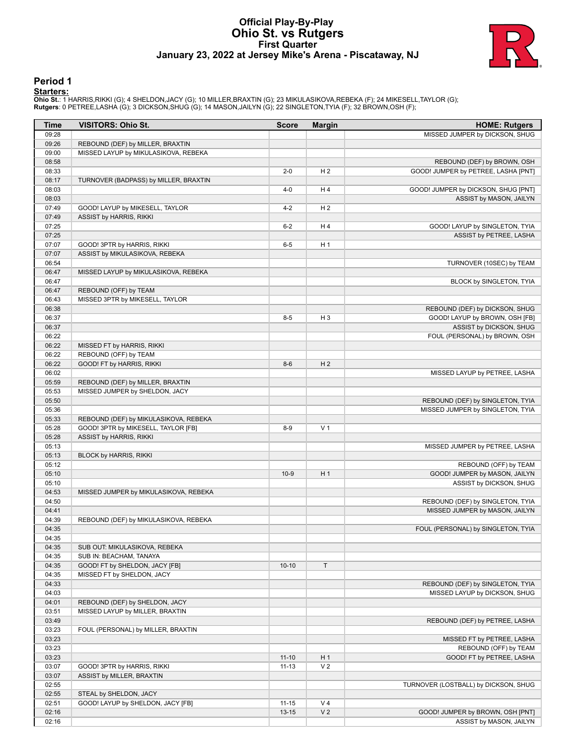# Official Play-By-Play
# Ohio St. vs Rutgers
## First Quarter
### January 23, 2022 at Jersey Mike's Arena - Piscataway, NJ

## Period 1

**Starters:**

**Ohio St.**: 1 HARRIS,RIKKI (G); 4 SHELDON,JACY (G); 10 MILLER,BRAXTIN (G); 23 MIKULASIKOVA,REBEKA (F); 24 MIKESELL,TAYLOR (G);
**Rutgers**: 0 PETREE,LASHA (G); 3 DICKSON,SHUG (G); 14 MASON,JAILYN (G); 22 SINGLETON,TYIA (F); 32 BROWN,OSH (F);

| Time | VISITORS: Ohio St. | Score | Margin | HOME: Rutgers |
|---|---|---|---|---|
| 09:28 | | | | MISSED JUMPER by DICKSON, SHUG |
| 09:26 | REBOUND (DEF) by MILLER, BRAXTIN | | | |
| 09:00 | MISSED LAYUP by MIKULASIKOVA, REBEKA | | | |
| 08:58 | | | | REBOUND (DEF) by BROWN, OSH |
| 08:33 | | 2-0 | H 2 | GOOD! JUMPER by PETREE, LASHA [PNT] |
| 08:17 | TURNOVER (BADPASS) by MILLER, BRAXTIN | | | |
| 08:03 | | 4-0 | H 4 | GOOD! JUMPER by DICKSON, SHUG [PNT] |
| 08:03 | | | | ASSIST by MASON, JAILYN |
| 07:49 | GOOD! LAYUP by MIKESELL, TAYLOR | 4-2 | H 2 | |
| 07:49 | ASSIST by HARRIS, RIKKI | | | |
| 07:25 | | 6-2 | H 4 | GOOD! LAYUP by SINGLETON, TYIA |
| 07:25 | | | | ASSIST by PETREE, LASHA |
| 07:07 | GOOD! 3PTR by HARRIS, RIKKI | 6-5 | H 1 | |
| 07:07 | ASSIST by MIKULASIKOVA, REBEKA | | | |
| 06:54 | | | | TURNOVER (10SEC) by TEAM |
| 06:47 | MISSED LAYUP by MIKULASIKOVA, REBEKA | | | |
| 06:47 | | | | BLOCK by SINGLETON, TYIA |
| 06:47 | REBOUND (OFF) by TEAM | | | |
| 06:43 | MISSED 3PTR by MIKESELL, TAYLOR | | | |
| 06:38 | | | | REBOUND (DEF) by DICKSON, SHUG |
| 06:37 | | 8-5 | H 3 | GOOD! LAYUP by BROWN, OSH [FB] |
| 06:37 | | | | ASSIST by DICKSON, SHUG |
| 06:22 | | | | FOUL (PERSONAL) by BROWN, OSH |
| 06:22 | MISSED FT by HARRIS, RIKKI | | | |
| 06:22 | REBOUND (OFF) by TEAM | | | |
| 06:22 | GOOD! FT by HARRIS, RIKKI | 8-6 | H 2 | |
| 06:02 | | | | MISSED LAYUP by PETREE, LASHA |
| 05:59 | REBOUND (DEF) by MILLER, BRAXTIN | | | |
| 05:53 | MISSED JUMPER by SHELDON, JACY | | | |
| 05:50 | | | | REBOUND (DEF) by SINGLETON, TYIA |
| 05:36 | | | | MISSED JUMPER by SINGLETON, TYIA |
| 05:33 | REBOUND (DEF) by MIKULASIKOVA, REBEKA | | | |
| 05:28 | GOOD! 3PTR by MIKESELL, TAYLOR [FB] | 8-9 | V 1 | |
| 05:28 | ASSIST by HARRIS, RIKKI | | | |
| 05:13 | | | | MISSED JUMPER by PETREE, LASHA |
| 05:13 | BLOCK by HARRIS, RIKKI | | | |
| 05:12 | | | | REBOUND (OFF) by TEAM |
| 05:10 | | 10-9 | H 1 | GOOD! JUMPER by MASON, JAILYN |
| 05:10 | | | | ASSIST by DICKSON, SHUG |
| 04:53 | MISSED JUMPER by MIKULASIKOVA, REBEKA | | | |
| 04:50 | | | | REBOUND (DEF) by SINGLETON, TYIA |
| 04:41 | | | | MISSED JUMPER by MASON, JAILYN |
| 04:39 | REBOUND (DEF) by MIKULASIKOVA, REBEKA | | | |
| 04:35 | | | | FOUL (PERSONAL) by SINGLETON, TYIA |
| 04:35 | | | | |
| 04:35 | SUB OUT: MIKULASIKOVA, REBEKA | | | |
| 04:35 | SUB IN: BEACHAM, TANAYA | | | |
| 04:35 | GOOD! FT by SHELDON, JACY [FB] | 10-10 | T | |
| 04:35 | MISSED FT by SHELDON, JACY | | | |
| 04:33 | | | | REBOUND (DEF) by SINGLETON, TYIA |
| 04:03 | | | | MISSED LAYUP by DICKSON, SHUG |
| 04:01 | REBOUND (DEF) by SHELDON, JACY | | | |
| 03:51 | MISSED LAYUP by MILLER, BRAXTIN | | | |
| 03:49 | | | | REBOUND (DEF) by PETREE, LASHA |
| 03:23 | FOUL (PERSONAL) by MILLER, BRAXTIN | | | |
| 03:23 | | | | MISSED FT by PETREE, LASHA |
| 03:23 | | | | REBOUND (OFF) by TEAM |
| 03:23 | | 11-10 | H 1 | GOOD! FT by PETREE, LASHA |
| 03:07 | GOOD! 3PTR by HARRIS, RIKKI | 11-13 | V 2 | |
| 03:07 | ASSIST by MILLER, BRAXTIN | | | |
| 02:55 | | | | TURNOVER (LOSTBALL) by DICKSON, SHUG |
| 02:55 | STEAL by SHELDON, JACY | | | |
| 02:51 | GOOD! LAYUP by SHELDON, JACY [FB] | 11-15 | V 4 | |
| 02:16 | | 13-15 | V 2 | GOOD! JUMPER by BROWN, OSH [PNT] |
| 02:16 | | | | ASSIST by MASON, JAILYN |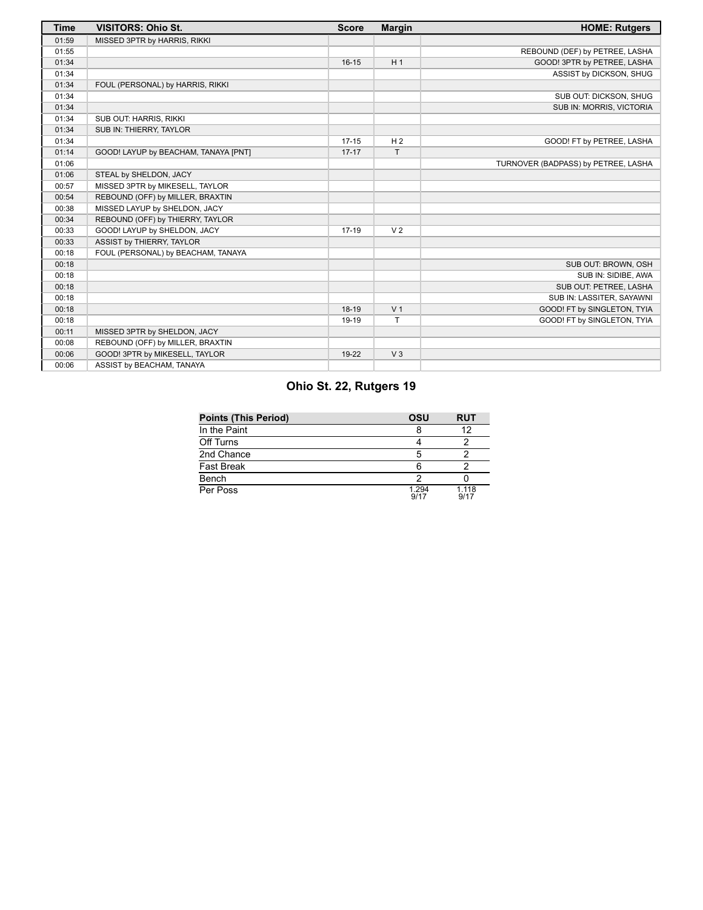| Time | VISITORS: Ohio St. | Score | Margin | HOME: Rutgers |
|---|---|---|---|---|
| 01:59 | MISSED 3PTR by HARRIS, RIKKI | | | |
| 01:55 | | | | REBOUND (DEF) by PETREE, LASHA |
| 01:34 | | 16-15 | H 1 | GOOD! 3PTR by PETREE, LASHA |
| 01:34 | | | | ASSIST by DICKSON, SHUG |
| 01:34 | FOUL (PERSONAL) by HARRIS, RIKKI | | | |
| 01:34 | | | | SUB OUT: DICKSON, SHUG |
| 01:34 | | | | SUB IN: MORRIS, VICTORIA |
| 01:34 | SUB OUT: HARRIS, RIKKI | | | |
| 01:34 | SUB IN: THIERRY, TAYLOR | | | |
| 01:34 | | 17-15 | H 2 | GOOD! FT by PETREE, LASHA |
| 01:14 | GOOD! LAYUP by BEACHAM, TANAYA [PNT] | 17-17 | T | |
| 01:06 | | | | TURNOVER (BADPASS) by PETREE, LASHA |
| 01:06 | STEAL by SHELDON, JACY | | | |
| 00:57 | MISSED 3PTR by MIKESELL, TAYLOR | | | |
| 00:54 | REBOUND (OFF) by MILLER, BRAXTIN | | | |
| 00:38 | MISSED LAYUP by SHELDON, JACY | | | |
| 00:34 | REBOUND (OFF) by THIERRY, TAYLOR | | | |
| 00:33 | GOOD! LAYUP by SHELDON, JACY | 17-19 | V 2 | |
| 00:33 | ASSIST by THIERRY, TAYLOR | | | |
| 00:18 | FOUL (PERSONAL) by BEACHAM, TANAYA | | | |
| 00:18 | | | | SUB OUT: BROWN, OSH |
| 00:18 | | | | SUB IN: SIDIBE, AWA |
| 00:18 | | | | SUB OUT: PETREE, LASHA |
| 00:18 | | | | SUB IN: LASSITER, SAYAWNI |
| 00:18 | | 18-19 | V 1 | GOOD! FT by SINGLETON, TYIA |
| 00:18 | | 19-19 | T | GOOD! FT by SINGLETON, TYIA |
| 00:11 | MISSED 3PTR by SHELDON, JACY | | | |
| 00:08 | REBOUND (OFF) by MILLER, BRAXTIN | | | |
| 00:06 | GOOD! 3PTR by MIKESELL, TAYLOR | 19-22 | V 3 | |
| 00:06 | ASSIST by BEACHAM, TANAYA | | | |

## Ohio St. 22, Rutgers 19

| Points (This Period) | OSU | RUT |
|---|---|---|
| In the Paint | 8 | 12 |
| Off Turns | 4 | 2 |
| 2nd Chance | 5 | 2 |
| Fast Break | 6 | 2 |
| Bench | 2 | 0 |
| Per Poss | 1.294 9/17 | 1.118 9/17 |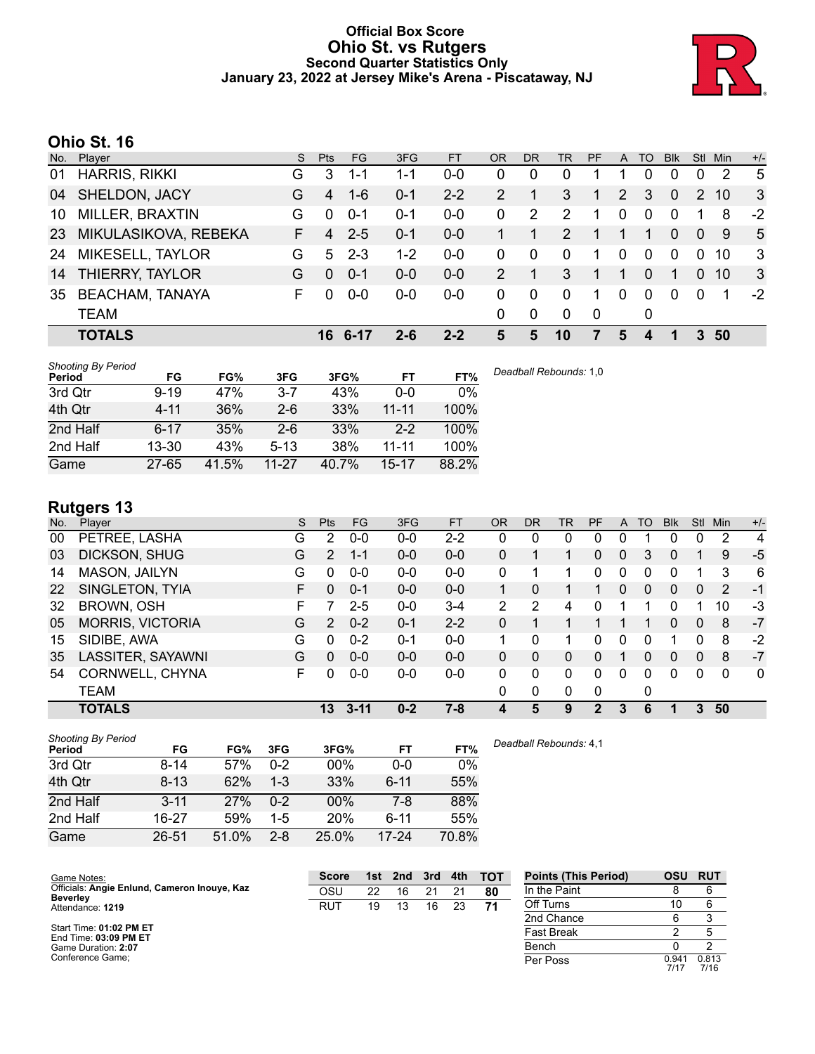# Official Box Score
## Ohio St. vs Rutgers
### Second Quarter Statistics Only
### January 23, 2022 at Jersey Mike's Arena - Piscataway, NJ

## Ohio St. 16

| No. | Player | S | Pts | FG | 3FG | FT | OR | DR | TR | PF | A | TO | Blk | Stl | Min | +/- |
|---|---|---|---|---|---|---|---|---|---|---|---|---|---|---|---|---|
| 01 | HARRIS, RIKKI | G | 3 | 1-1 | 1-1 | 0-0 | 0 | 0 | 0 | 1 | 1 | 0 | 0 | 0 | 2 | 5 |
| 04 | SHELDON, JACY | G | 4 | 1-6 | 0-1 | 2-2 | 2 | 1 | 3 | 1 | 2 | 3 | 0 | 2 | 10 | 3 |
| 10 | MILLER, BRAXTIN | G | 0 | 0-1 | 0-1 | 0-0 | 0 | 2 | 2 | 1 | 0 | 0 | 0 | 1 | 8 | -2 |
| 23 | MIKULASIKOVA, REBEKA | F | 4 | 2-5 | 0-1 | 0-0 | 1 | 1 | 2 | 1 | 1 | 1 | 0 | 0 | 9 | 5 |
| 24 | MIKESELL, TAYLOR | G | 5 | 2-3 | 1-2 | 0-0 | 0 | 0 | 0 | 1 | 0 | 0 | 0 | 0 | 10 | 3 |
| 14 | THIERRY, TAYLOR | G | 0 | 0-1 | 0-0 | 0-0 | 2 | 1 | 3 | 1 | 1 | 0 | 1 | 0 | 10 | 3 |
| 35 | BEACHAM, TANAYA | F | 0 | 0-0 | 0-0 | 0-0 | 0 | 0 | 0 | 1 | 0 | 0 | 0 | 0 | 1 | -2 |
| | TEAM | | | | | | 0 | 0 | 0 | 0 | | 0 | | | | |
| | **TOTALS** | | **16** | **6-17** | **2-6** | **2-2** | **5** | **5** | **10** | **7** | **5** | **4** | **1** | **3** | **50** | |

*Shooting By Period*

| Period | FG | FG% | 3FG | 3FG% | FT | FT% |
|---|---|---|---|---|---|---|
| 3rd Qtr | 9-19 | 47% | 3-7 | 43% | 0-0 | 0% |
| 4th Qtr | 4-11 | 36% | 2-6 | 33% | 11-11 | 100% |
| 2nd Half | 6-17 | 35% | 2-6 | 33% | 2-2 | 100% |
| 2nd Half | 13-30 | 43% | 5-13 | 38% | 11-11 | 100% |
| Game | 27-65 | 41.5% | 11-27 | 40.7% | 15-17 | 88.2% |

*Deadball Rebounds:* 1,0

## Rutgers 13

| No. | Player | S | Pts | FG | 3FG | FT | OR | DR | TR | PF | A | TO | Blk | Stl | Min | +/- |
|---|---|---|---|---|---|---|---|---|---|---|---|---|---|---|---|---|
| 00 | PETREE, LASHA | G | 2 | 0-0 | 0-0 | 2-2 | 0 | 0 | 0 | 0 | 0 | 1 | 0 | 0 | 2 | 4 |
| 03 | DICKSON, SHUG | G | 2 | 1-1 | 0-0 | 0-0 | 0 | 1 | 1 | 0 | 0 | 3 | 0 | 1 | 9 | -5 |
| 14 | MASON, JAILYN | G | 0 | 0-0 | 0-0 | 0-0 | 0 | 1 | 1 | 0 | 0 | 0 | 0 | 1 | 3 | 6 |
| 22 | SINGLETON, TYIA | F | 0 | 0-1 | 0-0 | 0-0 | 1 | 0 | 1 | 1 | 0 | 0 | 0 | 0 | 2 | -1 |
| 32 | BROWN, OSH | F | 7 | 2-5 | 0-0 | 3-4 | 2 | 2 | 4 | 0 | 1 | 1 | 0 | 1 | 10 | -3 |
| 05 | MORRIS, VICTORIA | G | 2 | 0-2 | 0-1 | 2-2 | 0 | 1 | 1 | 1 | 1 | 1 | 0 | 0 | 8 | -7 |
| 15 | SIDIBE, AWA | G | 0 | 0-2 | 0-1 | 0-0 | 1 | 0 | 1 | 0 | 0 | 0 | 1 | 0 | 8 | -2 |
| 35 | LASSITER, SAYAWNI | G | 0 | 0-0 | 0-0 | 0-0 | 0 | 0 | 0 | 0 | 1 | 0 | 0 | 0 | 8 | -7 |
| 54 | CORNWELL, CHYNA | F | 0 | 0-0 | 0-0 | 0-0 | 0 | 0 | 0 | 0 | 0 | 0 | 0 | 0 | 0 | 0 |
| | TEAM | | | | | | 0 | 0 | 0 | 0 | | 0 | | | | |
| | **TOTALS** | | **13** | **3-11** | **0-2** | **7-8** | **4** | **5** | **9** | **2** | **3** | **6** | **1** | **3** | **50** | |

*Shooting By Period*

| Period | FG | FG% | 3FG | 3FG% | FT | FT% |
|---|---|---|---|---|---|---|
| 3rd Qtr | 8-14 | 57% | 0-2 | 00% | 0-0 | 0% |
| 4th Qtr | 8-13 | 62% | 1-3 | 33% | 6-11 | 55% |
| 2nd Half | 3-11 | 27% | 0-2 | 00% | 7-8 | 88% |
| 2nd Half | 16-27 | 59% | 1-5 | 20% | 6-11 | 55% |
| Game | 26-51 | 51.0% | 2-8 | 25.0% | 17-24 | 70.8% |

*Deadball Rebounds:* 4,1

Game Notes:
Officials: **Angie Enlund, Cameron Inouye, Kaz Beverley**
Attendance: **1219**

Start Time: **01:02 PM ET**
End Time: **03:09 PM ET**
Game Duration: **2:07**
Conference Game;

| Score | 1st | 2nd | 3rd | 4th | TOT |
|---|---|---|---|---|---|
| OSU | 22 | 16 | 21 | 21 | **80** |
| RUT | 19 | 13 | 16 | 23 | **71** |

| Points (This Period) | OSU | RUT |
|---|---|---|
| In the Paint | 8 | 6 |
| Off Turns | 10 | 6 |
| 2nd Chance | 6 | 3 |
| Fast Break | 2 | 5 |
| Bench | 0 | 2 |
| Per Poss | 0.941 7/17 | 0.813 7/16 |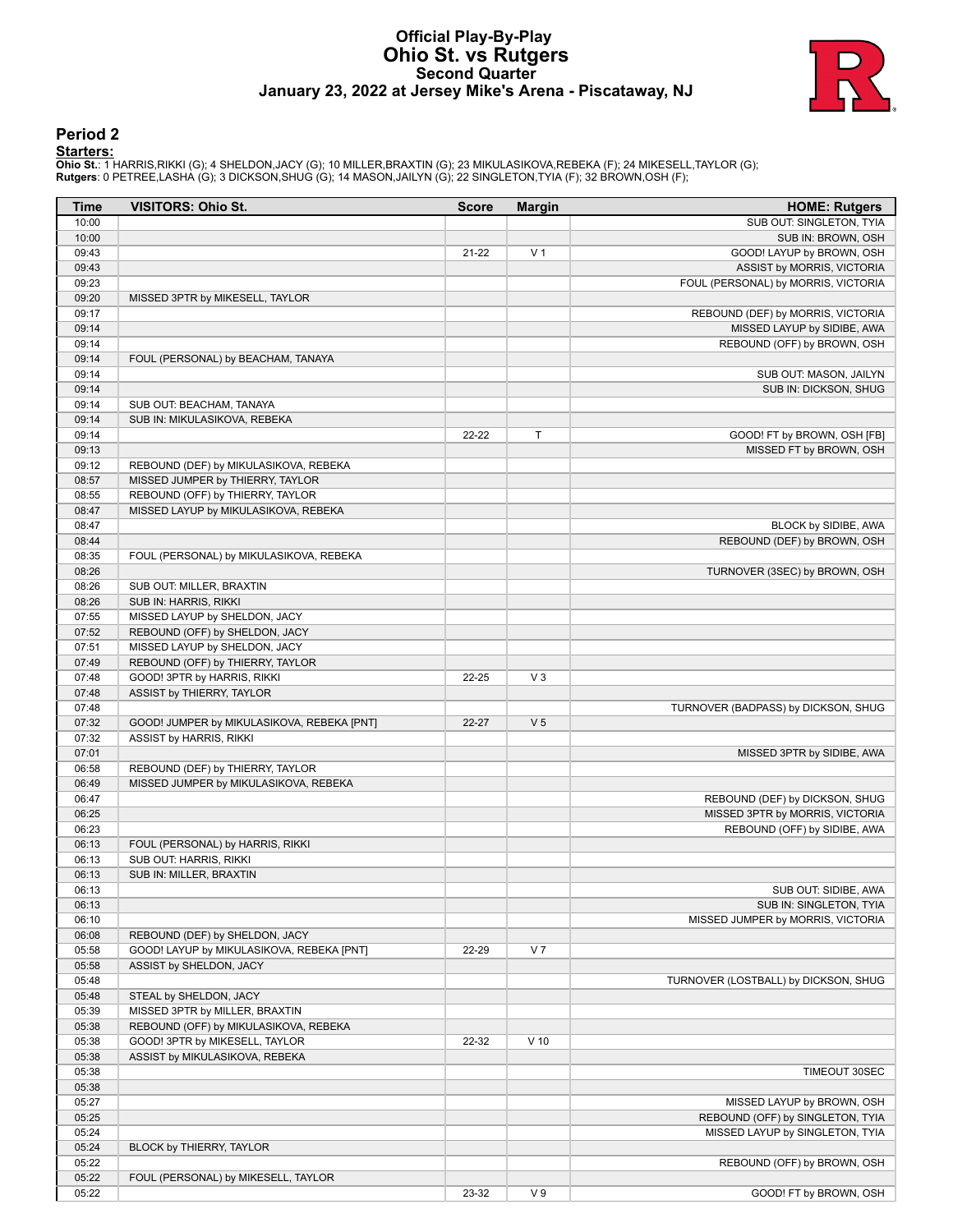# Official Play-By-Play
# Ohio St. vs Rutgers
## Second Quarter
### January 23, 2022 at Jersey Mike's Arena - Piscataway, NJ

## Period 2

**Starters:**

**Ohio St.**: 1 HARRIS,RIKKI (G); 4 SHELDON,JACY (G); 10 MILLER,BRAXTIN (G); 23 MIKULASIKOVA,REBEKA (F); 24 MIKESELL,TAYLOR (G);
**Rutgers**: 0 PETREE,LASHA (G); 3 DICKSON,SHUG (G); 14 MASON,JAILYN (G); 22 SINGLETON,TYIA (F); 32 BROWN,OSH (F);

| Time | VISITORS: Ohio St. | Score | Margin | HOME: Rutgers |
|---|---|---|---|---|
| 10:00 | | | | SUB OUT: SINGLETON, TYIA |
| 10:00 | | | | SUB IN: BROWN, OSH |
| 09:43 | | 21-22 | V 1 | GOOD! LAYUP by BROWN, OSH |
| 09:43 | | | | ASSIST by MORRIS, VICTORIA |
| 09:23 | | | | FOUL (PERSONAL) by MORRIS, VICTORIA |
| 09:20 | MISSED 3PTR by MIKESELL, TAYLOR | | | |
| 09:17 | | | | REBOUND (DEF) by MORRIS, VICTORIA |
| 09:14 | | | | MISSED LAYUP by SIDIBE, AWA |
| 09:14 | | | | REBOUND (OFF) by BROWN, OSH |
| 09:14 | FOUL (PERSONAL) by BEACHAM, TANAYA | | | |
| 09:14 | | | | SUB OUT: MASON, JAILYN |
| 09:14 | | | | SUB IN: DICKSON, SHUG |
| 09:14 | SUB OUT: BEACHAM, TANAYA | | | |
| 09:14 | SUB IN: MIKULASIKOVA, REBEKA | | | |
| 09:14 | | 22-22 | T | GOOD! FT by BROWN, OSH [FB] |
| 09:13 | | | | MISSED FT by BROWN, OSH |
| 09:12 | REBOUND (DEF) by MIKULASIKOVA, REBEKA | | | |
| 08:57 | MISSED JUMPER by THIERRY, TAYLOR | | | |
| 08:55 | REBOUND (OFF) by THIERRY, TAYLOR | | | |
| 08:47 | MISSED LAYUP by MIKULASIKOVA, REBEKA | | | |
| 08:47 | | | | BLOCK by SIDIBE, AWA |
| 08:44 | | | | REBOUND (DEF) by BROWN, OSH |
| 08:35 | FOUL (PERSONAL) by MIKULASIKOVA, REBEKA | | | |
| 08:26 | | | | TURNOVER (3SEC) by BROWN, OSH |
| 08:26 | SUB OUT: MILLER, BRAXTIN | | | |
| 08:26 | SUB IN: HARRIS, RIKKI | | | |
| 07:55 | MISSED LAYUP by SHELDON, JACY | | | |
| 07:52 | REBOUND (OFF) by SHELDON, JACY | | | |
| 07:51 | MISSED LAYUP by SHELDON, JACY | | | |
| 07:49 | REBOUND (OFF) by THIERRY, TAYLOR | | | |
| 07:48 | GOOD! 3PTR by HARRIS, RIKKI | 22-25 | V 3 | |
| 07:48 | ASSIST by THIERRY, TAYLOR | | | |
| 07:48 | | | | TURNOVER (BADPASS) by DICKSON, SHUG |
| 07:32 | GOOD! JUMPER by MIKULASIKOVA, REBEKA [PNT] | 22-27 | V 5 | |
| 07:32 | ASSIST by HARRIS, RIKKI | | | |
| 07:01 | | | | MISSED 3PTR by SIDIBE, AWA |
| 06:58 | REBOUND (DEF) by THIERRY, TAYLOR | | | |
| 06:49 | MISSED JUMPER by MIKULASIKOVA, REBEKA | | | |
| 06:47 | | | | REBOUND (DEF) by DICKSON, SHUG |
| 06:25 | | | | MISSED 3PTR by MORRIS, VICTORIA |
| 06:23 | | | | REBOUND (OFF) by SIDIBE, AWA |
| 06:13 | FOUL (PERSONAL) by HARRIS, RIKKI | | | |
| 06:13 | SUB OUT: HARRIS, RIKKI | | | |
| 06:13 | SUB IN: MILLER, BRAXTIN | | | |
| 06:13 | | | | SUB OUT: SIDIBE, AWA |
| 06:13 | | | | SUB IN: SINGLETON, TYIA |
| 06:10 | | | | MISSED JUMPER by MORRIS, VICTORIA |
| 06:08 | REBOUND (DEF) by SHELDON, JACY | | | |
| 05:58 | GOOD! LAYUP by MIKULASIKOVA, REBEKA [PNT] | 22-29 | V 7 | |
| 05:58 | ASSIST by SHELDON, JACY | | | |
| 05:48 | | | | TURNOVER (LOSTBALL) by DICKSON, SHUG |
| 05:48 | STEAL by SHELDON, JACY | | | |
| 05:39 | MISSED 3PTR by MILLER, BRAXTIN | | | |
| 05:38 | REBOUND (OFF) by MIKULASIKOVA, REBEKA | | | |
| 05:38 | GOOD! 3PTR by MIKESELL, TAYLOR | 22-32 | V 10 | |
| 05:38 | ASSIST by MIKULASIKOVA, REBEKA | | | |
| 05:38 | | | | TIMEOUT 30SEC |
| 05:38 | | | | |
| 05:27 | | | | MISSED LAYUP by BROWN, OSH |
| 05:25 | | | | REBOUND (OFF) by SINGLETON, TYIA |
| 05:24 | | | | MISSED LAYUP by SINGLETON, TYIA |
| 05:24 | BLOCK by THIERRY, TAYLOR | | | |
| 05:22 | | | | REBOUND (OFF) by BROWN, OSH |
| 05:22 | FOUL (PERSONAL) by MIKESELL, TAYLOR | | | |
| 05:22 | | 23-32 | V 9 | GOOD! FT by BROWN, OSH |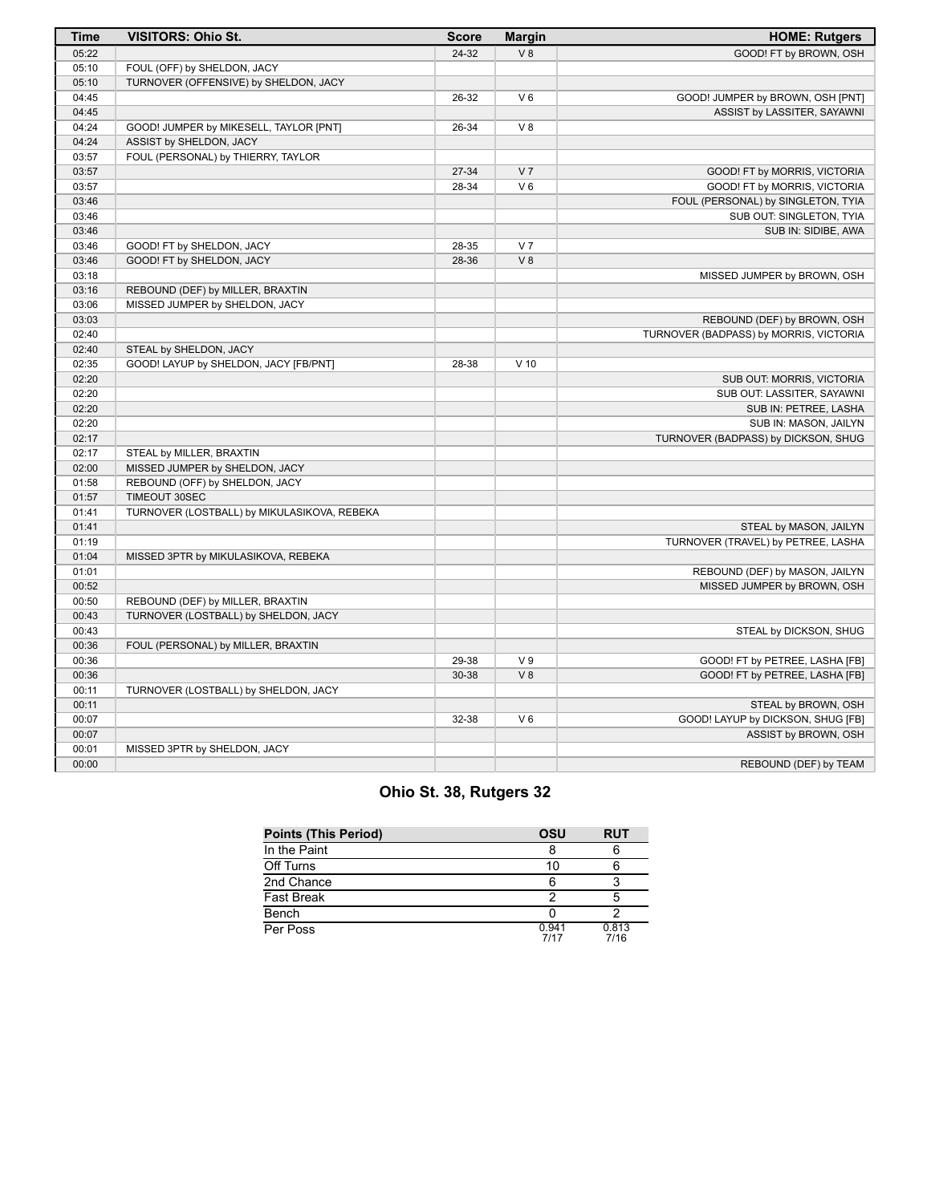| Time | VISITORS: Ohio St. | Score | Margin | HOME: Rutgers |
| --- | --- | --- | --- | --- |
| 05:22 | | 24-32 | V 8 | GOOD! FT by BROWN, OSH |
| 05:10 | FOUL (OFF) by SHELDON, JACY | | | |
| 05:10 | TURNOVER (OFFENSIVE) by SHELDON, JACY | | | |
| 04:45 | | 26-32 | V 6 | GOOD! JUMPER by BROWN, OSH [PNT] |
| 04:45 | | | | ASSIST by LASSITER, SAYAWNI |
| 04:24 | GOOD! JUMPER by MIKESELL, TAYLOR [PNT] | 26-34 | V 8 | |
| 04:24 | ASSIST by SHELDON, JACY | | | |
| 03:57 | FOUL (PERSONAL) by THIERRY, TAYLOR | | | |
| 03:57 | | 27-34 | V 7 | GOOD! FT by MORRIS, VICTORIA |
| 03:57 | | 28-34 | V 6 | GOOD! FT by MORRIS, VICTORIA |
| 03:46 | | | | FOUL (PERSONAL) by SINGLETON, TYIA |
| 03:46 | | | | SUB OUT: SINGLETON, TYIA |
| 03:46 | | | | SUB IN: SIDIBE, AWA |
| 03:46 | GOOD! FT by SHELDON, JACY | 28-35 | V 7 | |
| 03:46 | GOOD! FT by SHELDON, JACY | 28-36 | V 8 | |
| 03:18 | | | | MISSED JUMPER by BROWN, OSH |
| 03:16 | REBOUND (DEF) by MILLER, BRAXTIN | | | |
| 03:06 | MISSED JUMPER by SHELDON, JACY | | | |
| 03:03 | | | | REBOUND (DEF) by BROWN, OSH |
| 02:40 | | | | TURNOVER (BADPASS) by MORRIS, VICTORIA |
| 02:40 | STEAL by SHELDON, JACY | | | |
| 02:35 | GOOD! LAYUP by SHELDON, JACY [FB/PNT] | 28-38 | V 10 | |
| 02:20 | | | | SUB OUT: MORRIS, VICTORIA |
| 02:20 | | | | SUB OUT: LASSITER, SAYAWNI |
| 02:20 | | | | SUB IN: PETREE, LASHA |
| 02:20 | | | | SUB IN: MASON, JAILYN |
| 02:17 | | | | TURNOVER (BADPASS) by DICKSON, SHUG |
| 02:17 | STEAL by MILLER, BRAXTIN | | | |
| 02:00 | MISSED JUMPER by SHELDON, JACY | | | |
| 01:58 | REBOUND (OFF) by SHELDON, JACY | | | |
| 01:57 | TIMEOUT 30SEC | | | |
| 01:41 | TURNOVER (LOSTBALL) by MIKULASIKOVA, REBEKA | | | |
| 01:41 | | | | STEAL by MASON, JAILYN |
| 01:19 | | | | TURNOVER (TRAVEL) by PETREE, LASHA |
| 01:04 | MISSED 3PTR by MIKULASIKOVA, REBEKA | | | |
| 01:01 | | | | REBOUND (DEF) by MASON, JAILYN |
| 00:52 | | | | MISSED JUMPER by BROWN, OSH |
| 00:50 | REBOUND (DEF) by MILLER, BRAXTIN | | | |
| 00:43 | TURNOVER (LOSTBALL) by SHELDON, JACY | | | |
| 00:43 | | | | STEAL by DICKSON, SHUG |
| 00:36 | FOUL (PERSONAL) by MILLER, BRAXTIN | | | |
| 00:36 | | 29-38 | V 9 | GOOD! FT by PETREE, LASHA [FB] |
| 00:36 | | 30-38 | V 8 | GOOD! FT by PETREE, LASHA [FB] |
| 00:11 | TURNOVER (LOSTBALL) by SHELDON, JACY | | | |
| 00:11 | | | | STEAL by BROWN, OSH |
| 00:07 | | 32-38 | V 6 | GOOD! LAYUP by DICKSON, SHUG [FB] |
| 00:07 | | | | ASSIST by BROWN, OSH |
| 00:01 | MISSED 3PTR by SHELDON, JACY | | | |
| 00:00 | | | | REBOUND (DEF) by TEAM |

## Ohio St. 38, Rutgers 32

| Points (This Period) | OSU | RUT |
| --- | --- | --- |
| In the Paint | 8 | 6 |
| Off Turns | 10 | 6 |
| 2nd Chance | 6 | 3 |
| Fast Break | 2 | 5 |
| Bench | 0 | 2 |
| Per Poss | 0.941 7/17 | 0.813 7/16 |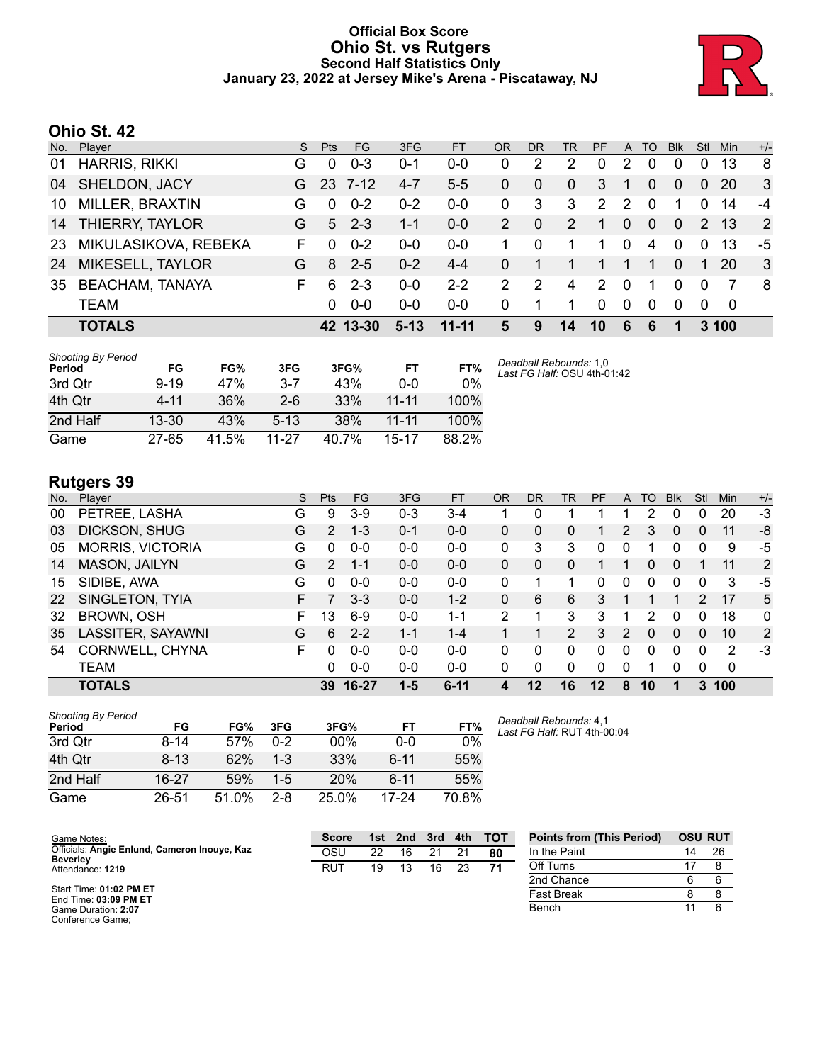# Official Box Score
# Ohio St. vs Rutgers
## Second Half Statistics Only
### January 23, 2022 at Jersey Mike's Arena - Piscataway, NJ

## Ohio St. 42

| No. | Player | S | Pts | FG | 3FG | FT | OR | DR | TR | PF | A | TO | Blk | Stl | Min | +/- |
|---|---|---|---|---|---|---|---|---|---|---|---|---|---|---|---|---|
| 01 | HARRIS, RIKKI | G | 0 | 0-3 | 0-1 | 0-0 | 0 | 2 | 2 | 0 | 2 | 0 | 0 | 0 | 13 | 8 |
| 04 | SHELDON, JACY | G | 23 | 7-12 | 4-7 | 5-5 | 0 | 0 | 0 | 3 | 1 | 0 | 0 | 0 | 20 | 3 |
| 10 | MILLER, BRAXTIN | G | 0 | 0-2 | 0-2 | 0-0 | 0 | 3 | 3 | 2 | 2 | 0 | 1 | 0 | 14 | -4 |
| 14 | THIERRY, TAYLOR | G | 5 | 2-3 | 1-1 | 0-0 | 2 | 0 | 2 | 1 | 0 | 0 | 0 | 2 | 13 | 2 |
| 23 | MIKULASIKOVA, REBEKA | F | 0 | 0-2 | 0-0 | 0-0 | 1 | 0 | 1 | 1 | 0 | 4 | 0 | 0 | 13 | -5 |
| 24 | MIKESELL, TAYLOR | G | 8 | 2-5 | 0-2 | 4-4 | 0 | 1 | 1 | 1 | 1 | 1 | 0 | 1 | 20 | 3 |
| 35 | BEACHAM, TANAYA | F | 6 | 2-3 | 0-0 | 2-2 | 2 | 2 | 4 | 2 | 0 | 1 | 0 | 0 | 7 | 8 |
| | TEAM | | 0 | 0-0 | 0-0 | 0-0 | 0 | 1 | 1 | 0 | 0 | 0 | 0 | 0 | 0 | |
| | **TOTALS** | | **42** | **13-30** | **5-13** | **11-11** | **5** | **9** | **14** | **10** | **6** | **6** | **1** | **3** | **100** | |

*Shooting By Period*

| Period | FG | FG% | 3FG | 3FG% | FT | FT% |
|---|---|---|---|---|---|---|
| 3rd Qtr | 9-19 | 47% | 3-7 | 43% | 0-0 | 0% |
| 4th Qtr | 4-11 | 36% | 2-6 | 33% | 11-11 | 100% |
| 2nd Half | 13-30 | 43% | 5-13 | 38% | 11-11 | 100% |
| Game | 27-65 | 41.5% | 11-27 | 40.7% | 15-17 | 88.2% |

*Deadball Rebounds:* 1,0
*Last FG Half:* OSU 4th-01:42

## Rutgers 39

| No. | Player | S | Pts | FG | 3FG | FT | OR | DR | TR | PF | A | TO | Blk | Stl | Min | +/- |
|---|---|---|---|---|---|---|---|---|---|---|---|---|---|---|---|---|
| 00 | PETREE, LASHA | G | 9 | 3-9 | 0-3 | 3-4 | 1 | 0 | 1 | 1 | 1 | 2 | 0 | 0 | 20 | -3 |
| 03 | DICKSON, SHUG | G | 2 | 1-3 | 0-1 | 0-0 | 0 | 0 | 0 | 1 | 2 | 3 | 0 | 0 | 11 | -8 |
| 05 | MORRIS, VICTORIA | G | 0 | 0-0 | 0-0 | 0-0 | 0 | 3 | 3 | 0 | 0 | 1 | 0 | 0 | 9 | -5 |
| 14 | MASON, JAILYN | G | 2 | 1-1 | 0-0 | 0-0 | 0 | 0 | 0 | 1 | 1 | 0 | 0 | 1 | 11 | 2 |
| 15 | SIDIBE, AWA | G | 0 | 0-0 | 0-0 | 0-0 | 0 | 1 | 1 | 0 | 0 | 0 | 0 | 0 | 3 | -5 |
| 22 | SINGLETON, TYIA | F | 7 | 3-3 | 0-0 | 1-2 | 0 | 6 | 6 | 3 | 1 | 1 | 1 | 2 | 17 | 5 |
| 32 | BROWN, OSH | F | 13 | 6-9 | 0-0 | 1-1 | 2 | 1 | 3 | 3 | 1 | 2 | 0 | 0 | 18 | 0 |
| 35 | LASSITER, SAYAWNI | G | 6 | 2-2 | 1-1 | 1-4 | 1 | 1 | 2 | 3 | 2 | 0 | 0 | 0 | 10 | 2 |
| 54 | CORNWELL, CHYNA | F | 0 | 0-0 | 0-0 | 0-0 | 0 | 0 | 0 | 0 | 0 | 0 | 0 | 0 | 2 | -3 |
| | TEAM | | 0 | 0-0 | 0-0 | 0-0 | 0 | 0 | 0 | 0 | 0 | 1 | 0 | 0 | 0 | |
| | **TOTALS** | | **39** | **16-27** | **1-5** | **6-11** | **4** | **12** | **16** | **12** | **8** | **10** | **1** | **3** | **100** | |

*Shooting By Period*

| Period | FG | FG% | 3FG | 3FG% | FT | FT% |
|---|---|---|---|---|---|---|
| 3rd Qtr | 8-14 | 57% | 0-2 | 00% | 0-0 | 0% |
| 4th Qtr | 8-13 | 62% | 1-3 | 33% | 6-11 | 55% |
| 2nd Half | 16-27 | 59% | 1-5 | 20% | 6-11 | 55% |
| Game | 26-51 | 51.0% | 2-8 | 25.0% | 17-24 | 70.8% |

*Deadball Rebounds:* 4,1
*Last FG Half:* RUT 4th-00:04

Game Notes:
Officials: **Angie Enlund, Cameron Inouye, Kaz Beverley**
Attendance: **1219**

Start Time: **01:02 PM ET**
End Time: **03:09 PM ET**
Game Duration: **2:07**
Conference Game;

| Score | 1st | 2nd | 3rd | 4th | TOT |
|---|---|---|---|---|---|
| OSU | 22 | 16 | 21 | 21 | **80** |
| RUT | 19 | 13 | 16 | 23 | **71** |

| Points from (This Period) | OSU | RUT |
|---|---|---|
| In the Paint | 14 | 26 |
| Off Turns | 17 | 8 |
| 2nd Chance | 6 | 6 |
| Fast Break | 8 | 8 |
| Bench | 11 | 6 |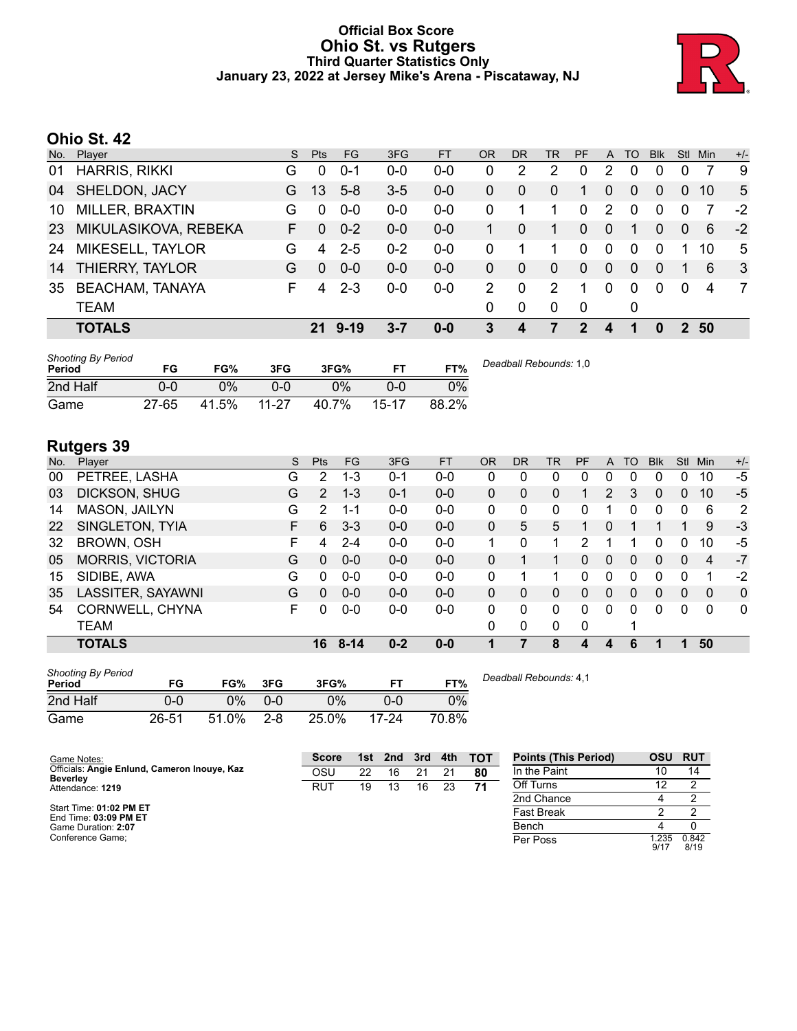# Official Box Score
## Ohio St. vs Rutgers
### Third Quarter Statistics Only
### January 23, 2022 at Jersey Mike's Arena - Piscataway, NJ

## Ohio St. 42

| No. | Player | S | Pts | FG | 3FG | FT | OR | DR | TR | PF | A | TO | Blk | Stl | Min | +/- |
|---|---|---|---|---|---|---|---|---|---|---|---|---|---|---|---|---|
| 01 | HARRIS, RIKKI | G | 0 | 0-1 | 0-0 | 0-0 | 0 | 2 | 2 | 0 | 2 | 0 | 0 | 0 | 7 | 9 |
| 04 | SHELDON, JACY | G | 13 | 5-8 | 3-5 | 0-0 | 0 | 0 | 0 | 1 | 0 | 0 | 0 | 0 | 10 | 5 |
| 10 | MILLER, BRAXTIN | G | 0 | 0-0 | 0-0 | 0-0 | 0 | 1 | 1 | 0 | 2 | 0 | 0 | 0 | 7 | -2 |
| 23 | MIKULASIKOVA, REBEKA | F | 0 | 0-2 | 0-0 | 0-0 | 1 | 0 | 1 | 0 | 0 | 1 | 0 | 0 | 6 | -2 |
| 24 | MIKESELL, TAYLOR | G | 4 | 2-5 | 0-2 | 0-0 | 0 | 1 | 1 | 0 | 0 | 0 | 0 | 1 | 10 | 5 |
| 14 | THIERRY, TAYLOR | G | 0 | 0-0 | 0-0 | 0-0 | 0 | 0 | 0 | 0 | 0 | 0 | 0 | 1 | 6 | 3 |
| 35 | BEACHAM, TANAYA | F | 4 | 2-3 | 0-0 | 0-0 | 2 | 0 | 2 | 1 | 0 | 0 | 0 | 0 | 4 | 7 |
| | TEAM | | | | | | 0 | 0 | 0 | 0 | | 0 | | | | |
| | **TOTALS** | | **21** | **9-19** | **3-7** | **0-0** | **3** | **4** | **7** | **2** | **4** | **1** | **0** | **2** | **50** | |

| Shooting By Period Period | FG | FG% | 3FG | 3FG% | FT | FT% |
|---|---|---|---|---|---|---|
| 2nd Half | 0-0 | 0% | 0-0 | 0% | 0-0 | 0% |
| Game | 27-65 | 41.5% | 11-27 | 40.7% | 15-17 | 88.2% |

*Deadball Rebounds:* 1,0

## Rutgers 39

| No. | Player | S | Pts | FG | 3FG | FT | OR | DR | TR | PF | A | TO | Blk | Stl | Min | +/- |
|---|---|---|---|---|---|---|---|---|---|---|---|---|---|---|---|---|
| 00 | PETREE, LASHA | G | 2 | 1-3 | 0-1 | 0-0 | 0 | 0 | 0 | 0 | 0 | 0 | 0 | 0 | 10 | -5 |
| 03 | DICKSON, SHUG | G | 2 | 1-3 | 0-1 | 0-0 | 0 | 0 | 0 | 1 | 2 | 3 | 0 | 0 | 10 | -5 |
| 14 | MASON, JAILYN | G | 2 | 1-1 | 0-0 | 0-0 | 0 | 0 | 0 | 0 | 1 | 0 | 0 | 0 | 6 | 2 |
| 22 | SINGLETON, TYIA | F | 6 | 3-3 | 0-0 | 0-0 | 0 | 5 | 5 | 1 | 0 | 1 | 1 | 1 | 9 | -3 |
| 32 | BROWN, OSH | F | 4 | 2-4 | 0-0 | 0-0 | 1 | 0 | 1 | 2 | 1 | 1 | 0 | 0 | 10 | -5 |
| 05 | MORRIS, VICTORIA | G | 0 | 0-0 | 0-0 | 0-0 | 0 | 1 | 1 | 0 | 0 | 0 | 0 | 0 | 4 | -7 |
| 15 | SIDIBE, AWA | G | 0 | 0-0 | 0-0 | 0-0 | 0 | 1 | 1 | 0 | 0 | 0 | 0 | 0 | 1 | -2 |
| 35 | LASSITER, SAYAWNI | G | 0 | 0-0 | 0-0 | 0-0 | 0 | 0 | 0 | 0 | 0 | 0 | 0 | 0 | 0 | 0 |
| 54 | CORNWELL, CHYNA | F | 0 | 0-0 | 0-0 | 0-0 | 0 | 0 | 0 | 0 | 0 | 0 | 0 | 0 | 0 | 0 |
| | TEAM | | | | | | 0 | 0 | 0 | 0 | | 1 | | | | |
| | **TOTALS** | | **16** | **8-14** | **0-2** | **0-0** | **1** | **7** | **8** | **4** | **4** | **6** | **1** | **1** | **50** | |

| Shooting By Period Period | FG | FG% | 3FG | 3FG% | FT | FT% |
|---|---|---|---|---|---|---|
| 2nd Half | 0-0 | 0% | 0-0 | 0% | 0-0 | 0% |
| Game | 26-51 | 51.0% | 2-8 | 25.0% | 17-24 | 70.8% |

*Deadball Rebounds:* 4,1

Game Notes:
Officials: **Angie Enlund, Cameron Inouye, Kaz Beverley**
Attendance: **1219**

Start Time: **01:02 PM ET**
End Time: **03:09 PM ET**
Game Duration: **2:07**
Conference Game;

| Score | 1st | 2nd | 3rd | 4th | TOT |
|---|---|---|---|---|---|
| OSU | 22 | 16 | 21 | 21 | **80** |
| RUT | 19 | 13 | 16 | 23 | **71** |

| Points (This Period) | OSU | RUT |
|---|---|---|
| In the Paint | 10 | 14 |
| Off Turns | 12 | 2 |
| 2nd Chance | 4 | 2 |
| Fast Break | 2 | 2 |
| Bench | 4 | 0 |
| Per Poss | 1.235 9/17 | 0.842 8/19 |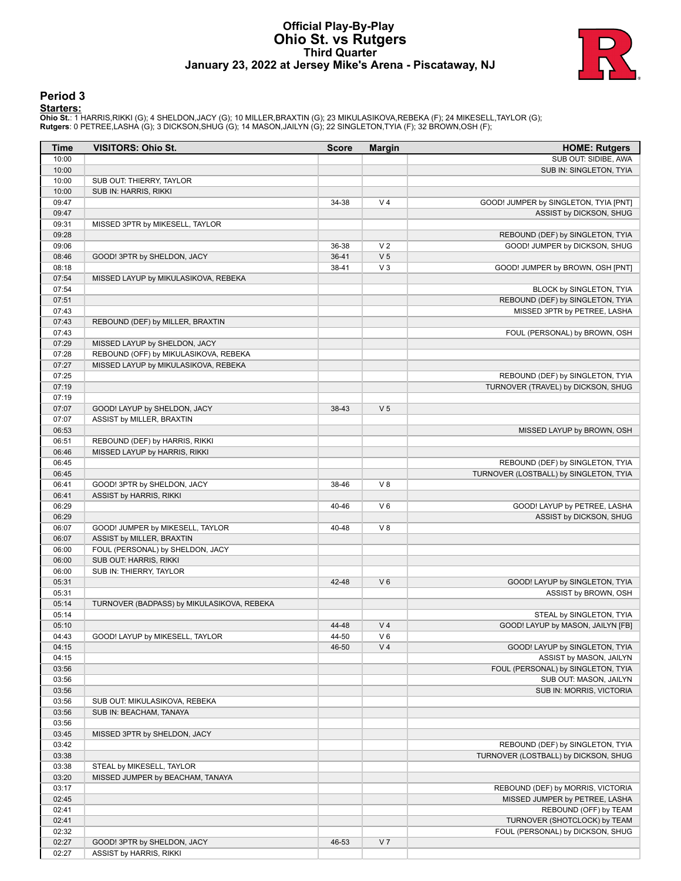# Official Play-By-Play
# Ohio St. vs Rutgers
## Third Quarter
### January 23, 2022 at Jersey Mike's Arena - Piscataway, NJ

## Period 3

**Starters:**

**Ohio St.**: 1 HARRIS,RIKKI (G); 4 SHELDON,JACY (G); 10 MILLER,BRAXTIN (G); 23 MIKULASIKOVA,REBEKA (F); 24 MIKESELL,TAYLOR (G);
**Rutgers**: 0 PETREE,LASHA (G); 3 DICKSON,SHUG (G); 14 MASON,JAILYN (G); 22 SINGLETON,TYIA (F); 32 BROWN,OSH (F);

| Time | VISITORS: Ohio St. | Score | Margin | HOME: Rutgers |
|---|---|---|---|---|
| 10:00 | | | | SUB OUT: SIDIBE, AWA |
| 10:00 | | | | SUB IN: SINGLETON, TYIA |
| 10:00 | SUB OUT: THIERRY, TAYLOR | | | |
| 10:00 | SUB IN: HARRIS, RIKKI | | | |
| 09:47 | | 34-38 | V 4 | GOOD! JUMPER by SINGLETON, TYIA [PNT] |
| 09:47 | | | | ASSIST by DICKSON, SHUG |
| 09:31 | MISSED 3PTR by MIKESELL, TAYLOR | | | |
| 09:28 | | | | REBOUND (DEF) by SINGLETON, TYIA |
| 09:06 | | 36-38 | V 2 | GOOD! JUMPER by DICKSON, SHUG |
| 08:46 | GOOD! 3PTR by SHELDON, JACY | 36-41 | V 5 | |
| 08:18 | | 38-41 | V 3 | GOOD! JUMPER by BROWN, OSH [PNT] |
| 07:54 | MISSED LAYUP by MIKULASIKOVA, REBEKA | | | |
| 07:54 | | | | BLOCK by SINGLETON, TYIA |
| 07:51 | | | | REBOUND (DEF) by SINGLETON, TYIA |
| 07:43 | | | | MISSED 3PTR by PETREE, LASHA |
| 07:43 | REBOUND (DEF) by MILLER, BRAXTIN | | | |
| 07:43 | | | | FOUL (PERSONAL) by BROWN, OSH |
| 07:29 | MISSED LAYUP by SHELDON, JACY | | | |
| 07:28 | REBOUND (OFF) by MIKULASIKOVA, REBEKA | | | |
| 07:27 | MISSED LAYUP by MIKULASIKOVA, REBEKA | | | |
| 07:25 | | | | REBOUND (DEF) by SINGLETON, TYIA |
| 07:19 | | | | TURNOVER (TRAVEL) by DICKSON, SHUG |
| 07:19 | | | | |
| 07:07 | GOOD! LAYUP by SHELDON, JACY | 38-43 | V 5 | |
| 07:07 | ASSIST by MILLER, BRAXTIN | | | |
| 06:53 | | | | MISSED LAYUP by BROWN, OSH |
| 06:51 | REBOUND (DEF) by HARRIS, RIKKI | | | |
| 06:46 | MISSED LAYUP by HARRIS, RIKKI | | | |
| 06:45 | | | | REBOUND (DEF) by SINGLETON, TYIA |
| 06:45 | | | | TURNOVER (LOSTBALL) by SINGLETON, TYIA |
| 06:41 | GOOD! 3PTR by SHELDON, JACY | 38-46 | V 8 | |
| 06:41 | ASSIST by HARRIS, RIKKI | | | |
| 06:29 | | 40-46 | V 6 | GOOD! LAYUP by PETREE, LASHA |
| 06:29 | | | | ASSIST by DICKSON, SHUG |
| 06:07 | GOOD! JUMPER by MIKESELL, TAYLOR | 40-48 | V 8 | |
| 06:07 | ASSIST by MILLER, BRAXTIN | | | |
| 06:00 | FOUL (PERSONAL) by SHELDON, JACY | | | |
| 06:00 | SUB OUT: HARRIS, RIKKI | | | |
| 06:00 | SUB IN: THIERRY, TAYLOR | | | |
| 05:31 | | 42-48 | V 6 | GOOD! LAYUP by SINGLETON, TYIA |
| 05:31 | | | | ASSIST by BROWN, OSH |
| 05:14 | TURNOVER (BADPASS) by MIKULASIKOVA, REBEKA | | | |
| 05:14 | | | | STEAL by SINGLETON, TYIA |
| 05:10 | | 44-48 | V 4 | GOOD! LAYUP by MASON, JAILYN [FB] |
| 04:43 | GOOD! LAYUP by MIKESELL, TAYLOR | 44-50 | V 6 | |
| 04:15 | | 46-50 | V 4 | GOOD! LAYUP by SINGLETON, TYIA |
| 04:15 | | | | ASSIST by MASON, JAILYN |
| 03:56 | | | | FOUL (PERSONAL) by SINGLETON, TYIA |
| 03:56 | | | | SUB OUT: MASON, JAILYN |
| 03:56 | | | | SUB IN: MORRIS, VICTORIA |
| 03:56 | SUB OUT: MIKULASIKOVA, REBEKA | | | |
| 03:56 | SUB IN: BEACHAM, TANAYA | | | |
| 03:56 | | | | |
| 03:45 | MISSED 3PTR by SHELDON, JACY | | | |
| 03:42 | | | | REBOUND (DEF) by SINGLETON, TYIA |
| 03:38 | | | | TURNOVER (LOSTBALL) by DICKSON, SHUG |
| 03:38 | STEAL by MIKESELL, TAYLOR | | | |
| 03:20 | MISSED JUMPER by BEACHAM, TANAYA | | | |
| 03:17 | | | | REBOUND (DEF) by MORRIS, VICTORIA |
| 02:45 | | | | MISSED JUMPER by PETREE, LASHA |
| 02:41 | | | | REBOUND (OFF) by TEAM |
| 02:41 | | | | TURNOVER (SHOTCLOCK) by TEAM |
| 02:32 | | | | FOUL (PERSONAL) by DICKSON, SHUG |
| 02:27 | GOOD! 3PTR by SHELDON, JACY | 46-53 | V 7 | |
| 02:27 | ASSIST by HARRIS, RIKKI | | | |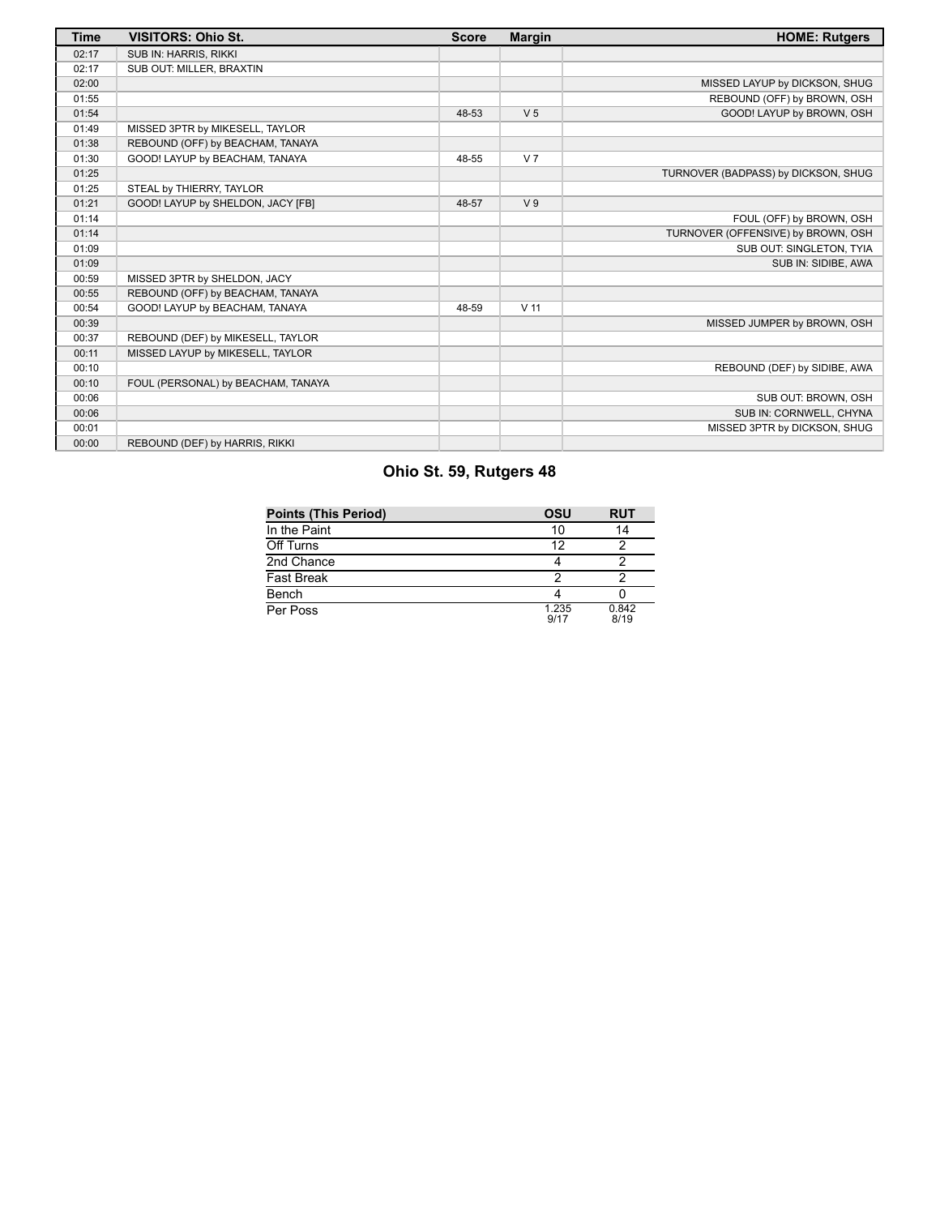| Time | VISITORS: Ohio St. | Score | Margin | HOME: Rutgers |
| --- | --- | --- | --- | --- |
| 02:17 | SUB IN: HARRIS, RIKKI | | | |
| 02:17 | SUB OUT: MILLER, BRAXTIN | | | |
| 02:00 | | | | MISSED LAYUP by DICKSON, SHUG |
| 01:55 | | | | REBOUND (OFF) by BROWN, OSH |
| 01:54 | | 48-53 | V 5 | GOOD! LAYUP by BROWN, OSH |
| 01:49 | MISSED 3PTR by MIKESELL, TAYLOR | | | |
| 01:38 | REBOUND (OFF) by BEACHAM, TANAYA | | | |
| 01:30 | GOOD! LAYUP by BEACHAM, TANAYA | 48-55 | V 7 | |
| 01:25 | | | | TURNOVER (BADPASS) by DICKSON, SHUG |
| 01:25 | STEAL by THIERRY, TAYLOR | | | |
| 01:21 | GOOD! LAYUP by SHELDON, JACY [FB] | 48-57 | V 9 | |
| 01:14 | | | | FOUL (OFF) by BROWN, OSH |
| 01:14 | | | | TURNOVER (OFFENSIVE) by BROWN, OSH |
| 01:09 | | | | SUB OUT: SINGLETON, TYIA |
| 01:09 | | | | SUB IN: SIDIBE, AWA |
| 00:59 | MISSED 3PTR by SHELDON, JACY | | | |
| 00:55 | REBOUND (OFF) by BEACHAM, TANAYA | | | |
| 00:54 | GOOD! LAYUP by BEACHAM, TANAYA | 48-59 | V 11 | |
| 00:39 | | | | MISSED JUMPER by BROWN, OSH |
| 00:37 | REBOUND (DEF) by MIKESELL, TAYLOR | | | |
| 00:11 | MISSED LAYUP by MIKESELL, TAYLOR | | | |
| 00:10 | | | | REBOUND (DEF) by SIDIBE, AWA |
| 00:10 | FOUL (PERSONAL) by BEACHAM, TANAYA | | | |
| 00:06 | | | | SUB OUT: BROWN, OSH |
| 00:06 | | | | SUB IN: CORNWELL, CHYNA |
| 00:01 | | | | MISSED 3PTR by DICKSON, SHUG |
| 00:00 | REBOUND (DEF) by HARRIS, RIKKI | | | |

## Ohio St. 59, Rutgers 48

| Points (This Period) | OSU | RUT |
| --- | --- | --- |
| In the Paint | 10 | 14 |
| Off Turns | 12 | 2 |
| 2nd Chance | 4 | 2 |
| Fast Break | 2 | 2 |
| Bench | 4 | 0 |
| Per Poss | 1.235 9/17 | 0.842 8/19 |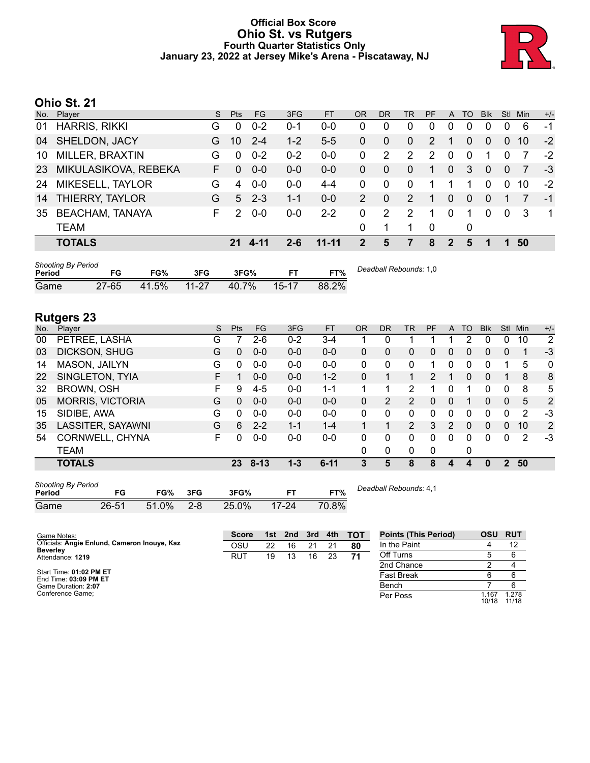# Official Box Score
## Ohio St. vs Rutgers
### Fourth Quarter Statistics Only
### January 23, 2022 at Jersey Mike's Arena - Piscataway, NJ

## Ohio St. 21

| No. | Player | S | Pts | FG | 3FG | FT | OR | DR | TR | PF | A | TO | Blk | Stl | Min | +/- |
|---|---|---|---|---|---|---|---|---|---|---|---|---|---|---|---|---|
| 01 | HARRIS, RIKKI | G | 0 | 0-2 | 0-1 | 0-0 | 0 | 0 | 0 | 0 | 0 | 0 | 0 | 0 | 6 | -1 |
| 04 | SHELDON, JACY | G | 10 | 2-4 | 1-2 | 5-5 | 0 | 0 | 0 | 2 | 1 | 0 | 0 | 0 | 10 | -2 |
| 10 | MILLER, BRAXTIN | G | 0 | 0-2 | 0-2 | 0-0 | 0 | 2 | 2 | 2 | 0 | 0 | 1 | 0 | 7 | -2 |
| 23 | MIKULASIKOVA, REBEKA | F | 0 | 0-0 | 0-0 | 0-0 | 0 | 0 | 0 | 1 | 0 | 3 | 0 | 0 | 7 | -3 |
| 24 | MIKESELL, TAYLOR | G | 4 | 0-0 | 0-0 | 4-4 | 0 | 0 | 0 | 1 | 1 | 1 | 0 | 0 | 10 | -2 |
| 14 | THIERRY, TAYLOR | G | 5 | 2-3 | 1-1 | 0-0 | 2 | 0 | 2 | 1 | 0 | 0 | 0 | 1 | 7 | -1 |
| 35 | BEACHAM, TANAYA | F | 2 | 0-0 | 0-0 | 2-2 | 0 | 2 | 2 | 1 | 0 | 1 | 0 | 0 | 3 | 1 |
| | TEAM | | | | | | 0 | 1 | 1 | 0 | | 0 | | | | |
| | **TOTALS** | | **21** | **4-11** | **2-6** | **11-11** | **2** | **5** | **7** | **8** | **2** | **5** | **1** | **1** | **50** | |

| Shooting By Period Period | FG | FG% | 3FG | 3FG% | FT | FT% |
|---|---|---|---|---|---|---|
| Game | 27-65 | 41.5% | 11-27 | 40.7% | 15-17 | 88.2% |

*Deadball Rebounds:* 1,0

## Rutgers 23

| No. | Player | S | Pts | FG | 3FG | FT | OR | DR | TR | PF | A | TO | Blk | Stl | Min | +/- |
|---|---|---|---|---|---|---|---|---|---|---|---|---|---|---|---|---|
| 00 | PETREE, LASHA | G | 7 | 2-6 | 0-2 | 3-4 | 1 | 0 | 1 | 1 | 1 | 2 | 0 | 0 | 10 | 2 |
| 03 | DICKSON, SHUG | G | 0 | 0-0 | 0-0 | 0-0 | 0 | 0 | 0 | 0 | 0 | 0 | 0 | 0 | 1 | -3 |
| 14 | MASON, JAILYN | G | 0 | 0-0 | 0-0 | 0-0 | 0 | 0 | 0 | 1 | 0 | 0 | 0 | 1 | 5 | 0 |
| 22 | SINGLETON, TYIA | F | 1 | 0-0 | 0-0 | 1-2 | 0 | 1 | 1 | 2 | 1 | 0 | 0 | 1 | 8 | 8 |
| 32 | BROWN, OSH | F | 9 | 4-5 | 0-0 | 1-1 | 1 | 1 | 2 | 1 | 0 | 1 | 0 | 0 | 8 | 5 |
| 05 | MORRIS, VICTORIA | G | 0 | 0-0 | 0-0 | 0-0 | 0 | 2 | 2 | 0 | 0 | 1 | 0 | 0 | 5 | 2 |
| 15 | SIDIBE, AWA | G | 0 | 0-0 | 0-0 | 0-0 | 0 | 0 | 0 | 0 | 0 | 0 | 0 | 0 | 2 | -3 |
| 35 | LASSITER, SAYAWNI | G | 6 | 2-2 | 1-1 | 1-4 | 1 | 1 | 2 | 3 | 2 | 0 | 0 | 0 | 10 | 2 |
| 54 | CORNWELL, CHYNA | F | 0 | 0-0 | 0-0 | 0-0 | 0 | 0 | 0 | 0 | 0 | 0 | 0 | 0 | 2 | -3 |
| | TEAM | | | | | | 0 | 0 | 0 | 0 | | 0 | | | | |
| | **TOTALS** | | **23** | **8-13** | **1-3** | **6-11** | **3** | **5** | **8** | **8** | **4** | **4** | **0** | **2** | **50** | |

| Shooting By Period Period | FG | FG% | 3FG | 3FG% | FT | FT% |
|---|---|---|---|---|---|---|
| Game | 26-51 | 51.0% | 2-8 | 25.0% | 17-24 | 70.8% |

*Deadball Rebounds:* 4,1

Game Notes:
Officials: **Angie Enlund, Cameron Inouye, Kaz Beverley**
Attendance: **1219**

Start Time: **01:02 PM ET**
End Time: **03:09 PM ET**
Game Duration: **2:07**
Conference Game;

| Score | 1st | 2nd | 3rd | 4th | TOT |
|---|---|---|---|---|---|
| OSU | 22 | 16 | 21 | 21 | **80** |
| RUT | 19 | 13 | 16 | 23 | **71** |

| Points (This Period) | OSU | RUT |
|---|---|---|
| In the Paint | 4 | 12 |
| Off Turns | 5 | 6 |
| 2nd Chance | 2 | 4 |
| Fast Break | 6 | 6 |
| Bench | 7 | 6 |
| Per Poss | 1.167 10/18 | 1.278 11/18 |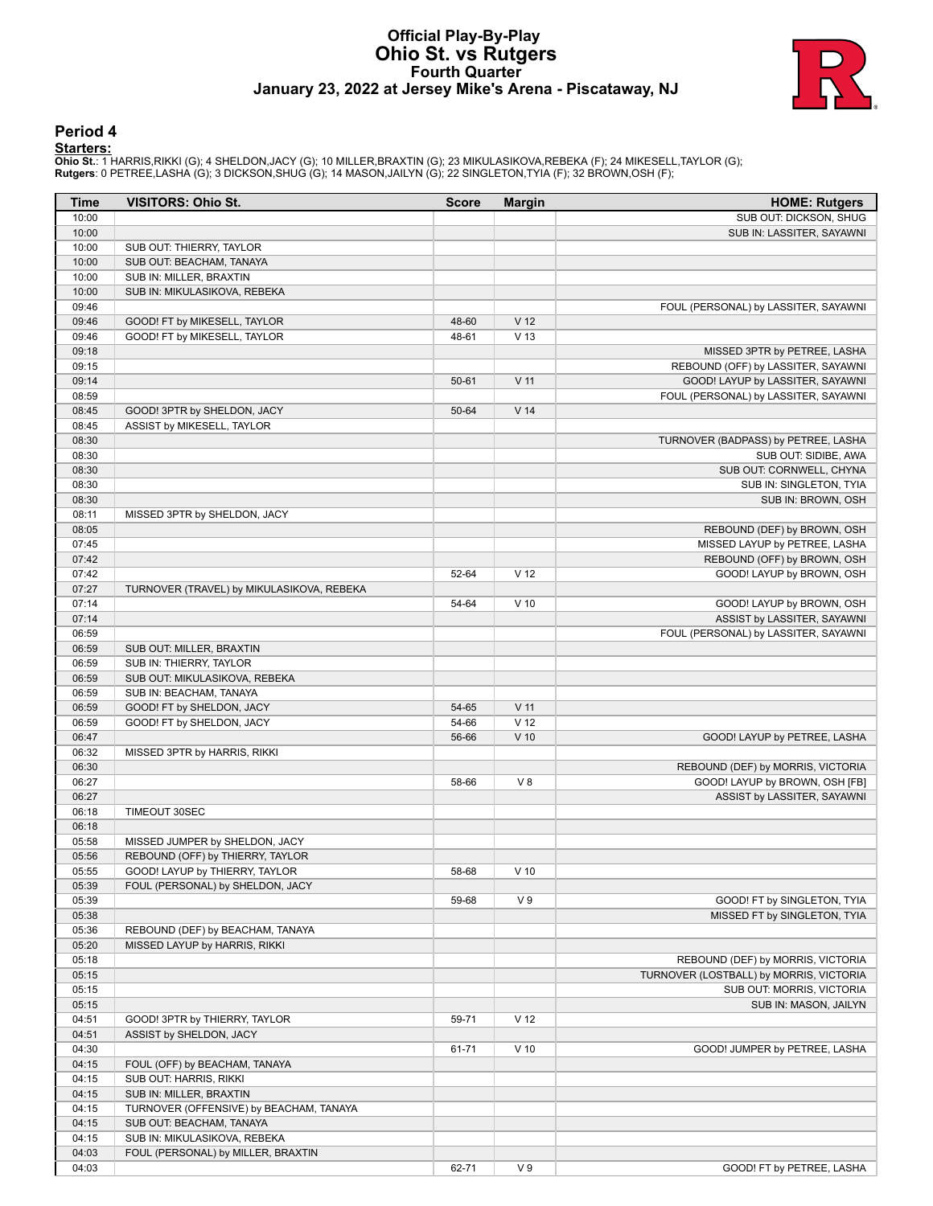# Official Play-By-Play
# Ohio St. vs Rutgers
## Fourth Quarter
### January 23, 2022 at Jersey Mike's Arena - Piscataway, NJ

## Period 4

**Starters:**

**Ohio St.**: 1 HARRIS,RIKKI (G); 4 SHELDON,JACY (G); 10 MILLER,BRAXTIN (G); 23 MIKULASIKOVA,REBEKA (F); 24 MIKESELL,TAYLOR (G);
**Rutgers**: 0 PETREE,LASHA (G); 3 DICKSON,SHUG (G); 14 MASON,JAILYN (G); 22 SINGLETON,TYIA (F); 32 BROWN,OSH (F);

| Time | VISITORS: Ohio St. | Score | Margin | HOME: Rutgers |
|---|---|---|---|---|
| 10:00 | | | | SUB OUT: DICKSON, SHUG |
| 10:00 | | | | SUB IN: LASSITER, SAYAWNI |
| 10:00 | SUB OUT: THIERRY, TAYLOR | | | |
| 10:00 | SUB OUT: BEACHAM, TANAYA | | | |
| 10:00 | SUB IN: MILLER, BRAXTIN | | | |
| 10:00 | SUB IN: MIKULASIKOVA, REBEKA | | | |
| 09:46 | | | | FOUL (PERSONAL) by LASSITER, SAYAWNI |
| 09:46 | GOOD! FT by MIKESELL, TAYLOR | 48-60 | V 12 | |
| 09:46 | GOOD! FT by MIKESELL, TAYLOR | 48-61 | V 13 | |
| 09:18 | | | | MISSED 3PTR by PETREE, LASHA |
| 09:15 | | | | REBOUND (OFF) by LASSITER, SAYAWNI |
| 09:14 | | 50-61 | V 11 | GOOD! LAYUP by LASSITER, SAYAWNI |
| 08:59 | | | | FOUL (PERSONAL) by LASSITER, SAYAWNI |
| 08:45 | GOOD! 3PTR by SHELDON, JACY | 50-64 | V 14 | |
| 08:45 | ASSIST by MIKESELL, TAYLOR | | | |
| 08:30 | | | | TURNOVER (BADPASS) by PETREE, LASHA |
| 08:30 | | | | SUB OUT: SIDIBE, AWA |
| 08:30 | | | | SUB OUT: CORNWELL, CHYNA |
| 08:30 | | | | SUB IN: SINGLETON, TYIA |
| 08:30 | | | | SUB IN: BROWN, OSH |
| 08:11 | MISSED 3PTR by SHELDON, JACY | | | |
| 08:05 | | | | REBOUND (DEF) by BROWN, OSH |
| 07:45 | | | | MISSED LAYUP by PETREE, LASHA |
| 07:42 | | | | REBOUND (OFF) by BROWN, OSH |
| 07:42 | | 52-64 | V 12 | GOOD! LAYUP by BROWN, OSH |
| 07:27 | TURNOVER (TRAVEL) by MIKULASIKOVA, REBEKA | | | |
| 07:14 | | 54-64 | V 10 | GOOD! LAYUP by BROWN, OSH |
| 07:14 | | | | ASSIST by LASSITER, SAYAWNI |
| 06:59 | | | | FOUL (PERSONAL) by LASSITER, SAYAWNI |
| 06:59 | SUB OUT: MILLER, BRAXTIN | | | |
| 06:59 | SUB IN: THIERRY, TAYLOR | | | |
| 06:59 | SUB OUT: MIKULASIKOVA, REBEKA | | | |
| 06:59 | SUB IN: BEACHAM, TANAYA | | | |
| 06:59 | GOOD! FT by SHELDON, JACY | 54-65 | V 11 | |
| 06:59 | GOOD! FT by SHELDON, JACY | 54-66 | V 12 | |
| 06:47 | | 56-66 | V 10 | GOOD! LAYUP by PETREE, LASHA |
| 06:32 | MISSED 3PTR by HARRIS, RIKKI | | | |
| 06:30 | | | | REBOUND (DEF) by MORRIS, VICTORIA |
| 06:27 | | 58-66 | V 8 | GOOD! LAYUP by BROWN, OSH [FB] |
| 06:27 | | | | ASSIST by LASSITER, SAYAWNI |
| 06:18 | TIMEOUT 30SEC | | | |
| 06:18 | | | | |
| 05:58 | MISSED JUMPER by SHELDON, JACY | | | |
| 05:56 | REBOUND (OFF) by THIERRY, TAYLOR | | | |
| 05:55 | GOOD! LAYUP by THIERRY, TAYLOR | 58-68 | V 10 | |
| 05:39 | FOUL (PERSONAL) by SHELDON, JACY | | | |
| 05:39 | | 59-68 | V 9 | GOOD! FT by SINGLETON, TYIA |
| 05:38 | | | | MISSED FT by SINGLETON, TYIA |
| 05:36 | REBOUND (DEF) by BEACHAM, TANAYA | | | |
| 05:20 | MISSED LAYUP by HARRIS, RIKKI | | | |
| 05:18 | | | | REBOUND (DEF) by MORRIS, VICTORIA |
| 05:15 | | | | TURNOVER (LOSTBALL) by MORRIS, VICTORIA |
| 05:15 | | | | SUB OUT: MORRIS, VICTORIA |
| 05:15 | | | | SUB IN: MASON, JAILYN |
| 04:51 | GOOD! 3PTR by THIERRY, TAYLOR | 59-71 | V 12 | |
| 04:51 | ASSIST by SHELDON, JACY | | | |
| 04:30 | | 61-71 | V 10 | GOOD! JUMPER by PETREE, LASHA |
| 04:15 | FOUL (OFF) by BEACHAM, TANAYA | | | |
| 04:15 | SUB OUT: HARRIS, RIKKI | | | |
| 04:15 | SUB IN: MILLER, BRAXTIN | | | |
| 04:15 | TURNOVER (OFFENSIVE) by BEACHAM, TANAYA | | | |
| 04:15 | SUB OUT: BEACHAM, TANAYA | | | |
| 04:15 | SUB IN: MIKULASIKOVA, REBEKA | | | |
| 04:03 | FOUL (PERSONAL) by MILLER, BRAXTIN | | | |
| 04:03 | | 62-71 | V 9 | GOOD! FT by PETREE, LASHA |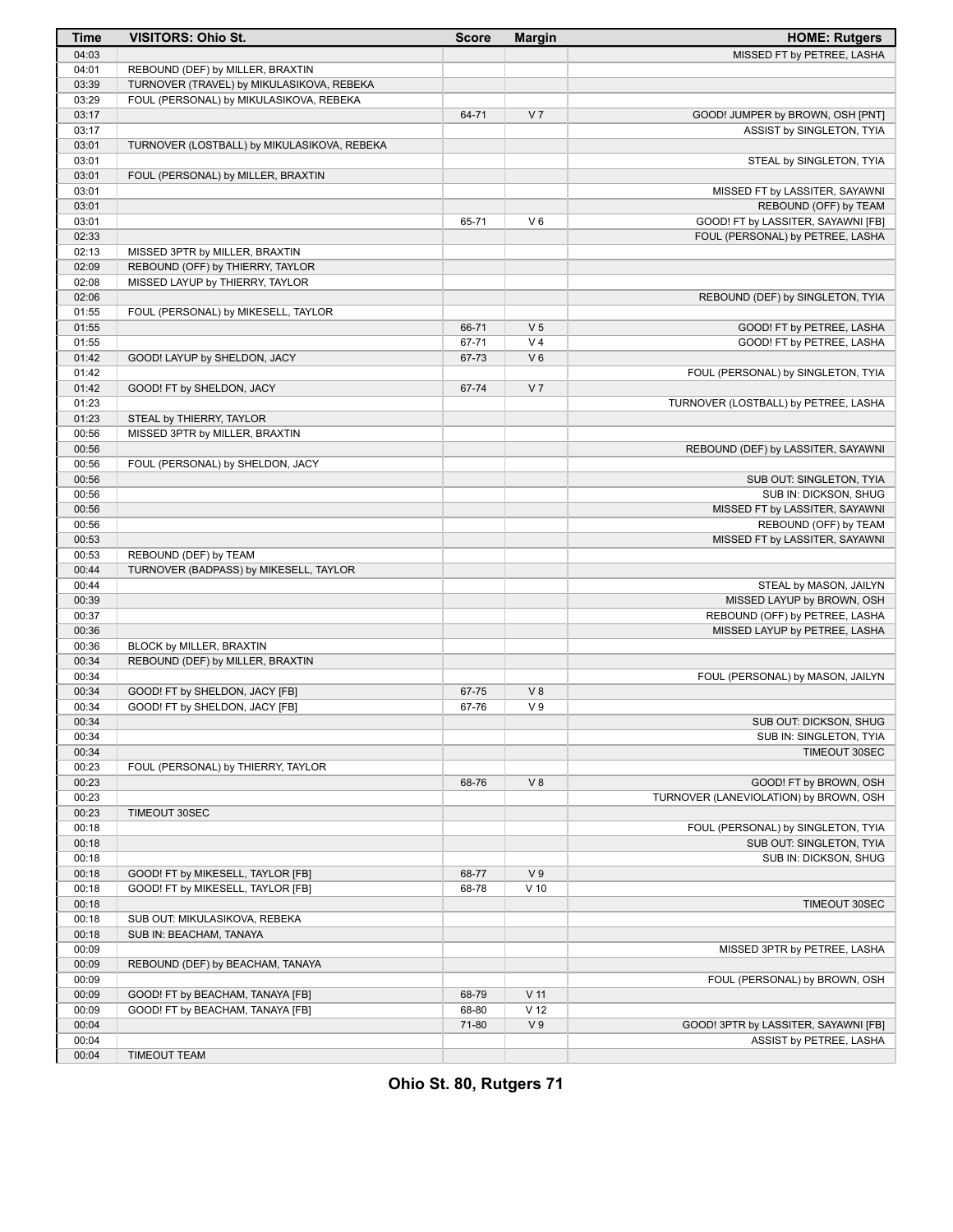| Time | VISITORS: Ohio St. | Score | Margin | HOME: Rutgers |
| --- | --- | --- | --- | --- |
| 04:03 | | | | MISSED FT by PETREE, LASHA |
| 04:01 | REBOUND (DEF) by MILLER, BRAXTIN | | | |
| 03:39 | TURNOVER (TRAVEL) by MIKULASIKOVA, REBEKA | | | |
| 03:29 | FOUL (PERSONAL) by MIKULASIKOVA, REBEKA | | | |
| 03:17 | | 64-71 | V 7 | GOOD! JUMPER by BROWN, OSH [PNT] |
| 03:17 | | | | ASSIST by SINGLETON, TYIA |
| 03:01 | TURNOVER (LOSTBALL) by MIKULASIKOVA, REBEKA | | | |
| 03:01 | | | | STEAL by SINGLETON, TYIA |
| 03:01 | FOUL (PERSONAL) by MILLER, BRAXTIN | | | |
| 03:01 | | | | MISSED FT by LASSITER, SAYAWNI |
| 03:01 | | | | REBOUND (OFF) by TEAM |
| 03:01 | | 65-71 | V 6 | GOOD! FT by LASSITER, SAYAWNI [FB] |
| 02:33 | | | | FOUL (PERSONAL) by PETREE, LASHA |
| 02:13 | MISSED 3PTR by MILLER, BRAXTIN | | | |
| 02:09 | REBOUND (OFF) by THIERRY, TAYLOR | | | |
| 02:08 | MISSED LAYUP by THIERRY, TAYLOR | | | |
| 02:06 | | | | REBOUND (DEF) by SINGLETON, TYIA |
| 01:55 | FOUL (PERSONAL) by MIKESELL, TAYLOR | | | |
| 01:55 | | 66-71 | V 5 | GOOD! FT by PETREE, LASHA |
| 01:55 | | 67-71 | V 4 | GOOD! FT by PETREE, LASHA |
| 01:42 | GOOD! LAYUP by SHELDON, JACY | 67-73 | V 6 | |
| 01:42 | | | | FOUL (PERSONAL) by SINGLETON, TYIA |
| 01:42 | GOOD! FT by SHELDON, JACY | 67-74 | V 7 | |
| 01:23 | | | | TURNOVER (LOSTBALL) by PETREE, LASHA |
| 01:23 | STEAL by THIERRY, TAYLOR | | | |
| 00:56 | MISSED 3PTR by MILLER, BRAXTIN | | | |
| 00:56 | | | | REBOUND (DEF) by LASSITER, SAYAWNI |
| 00:56 | FOUL (PERSONAL) by SHELDON, JACY | | | |
| 00:56 | | | | SUB OUT: SINGLETON, TYIA |
| 00:56 | | | | SUB IN: DICKSON, SHUG |
| 00:56 | | | | MISSED FT by LASSITER, SAYAWNI |
| 00:56 | | | | REBOUND (OFF) by TEAM |
| 00:53 | | | | MISSED FT by LASSITER, SAYAWNI |
| 00:53 | REBOUND (DEF) by TEAM | | | |
| 00:44 | TURNOVER (BADPASS) by MIKESELL, TAYLOR | | | |
| 00:44 | | | | STEAL by MASON, JAILYN |
| 00:39 | | | | MISSED LAYUP by BROWN, OSH |
| 00:37 | | | | REBOUND (OFF) by PETREE, LASHA |
| 00:36 | | | | MISSED LAYUP by PETREE, LASHA |
| 00:36 | BLOCK by MILLER, BRAXTIN | | | |
| 00:34 | REBOUND (DEF) by MILLER, BRAXTIN | | | |
| 00:34 | | | | FOUL (PERSONAL) by MASON, JAILYN |
| 00:34 | GOOD! FT by SHELDON, JACY [FB] | 67-75 | V 8 | |
| 00:34 | GOOD! FT by SHELDON, JACY [FB] | 67-76 | V 9 | |
| 00:34 | | | | SUB OUT: DICKSON, SHUG |
| 00:34 | | | | SUB IN: SINGLETON, TYIA |
| 00:34 | | | | TIMEOUT 30SEC |
| 00:23 | FOUL (PERSONAL) by THIERRY, TAYLOR | | | |
| 00:23 | | 68-76 | V 8 | GOOD! FT by BROWN, OSH |
| 00:23 | | | | TURNOVER (LANEVIOLATION) by BROWN, OSH |
| 00:23 | TIMEOUT 30SEC | | | |
| 00:18 | | | | FOUL (PERSONAL) by SINGLETON, TYIA |
| 00:18 | | | | SUB OUT: SINGLETON, TYIA |
| 00:18 | | | | SUB IN: DICKSON, SHUG |
| 00:18 | GOOD! FT by MIKESELL, TAYLOR [FB] | 68-77 | V 9 | |
| 00:18 | GOOD! FT by MIKESELL, TAYLOR [FB] | 68-78 | V 10 | |
| 00:18 | | | | TIMEOUT 30SEC |
| 00:18 | SUB OUT: MIKULASIKOVA, REBEKA | | | |
| 00:18 | SUB IN: BEACHAM, TANAYA | | | |
| 00:09 | | | | MISSED 3PTR by PETREE, LASHA |
| 00:09 | REBOUND (DEF) by BEACHAM, TANAYA | | | |
| 00:09 | | | | FOUL (PERSONAL) by BROWN, OSH |
| 00:09 | GOOD! FT by BEACHAM, TANAYA [FB] | 68-79 | V 11 | |
| 00:09 | GOOD! FT by BEACHAM, TANAYA [FB] | 68-80 | V 12 | |
| 00:04 | | 71-80 | V 9 | GOOD! 3PTR by LASSITER, SAYAWNI [FB] |
| 00:04 | | | | ASSIST by PETREE, LASHA |
| 00:04 | TIMEOUT TEAM | | | |

**Ohio St. 80, Rutgers 71**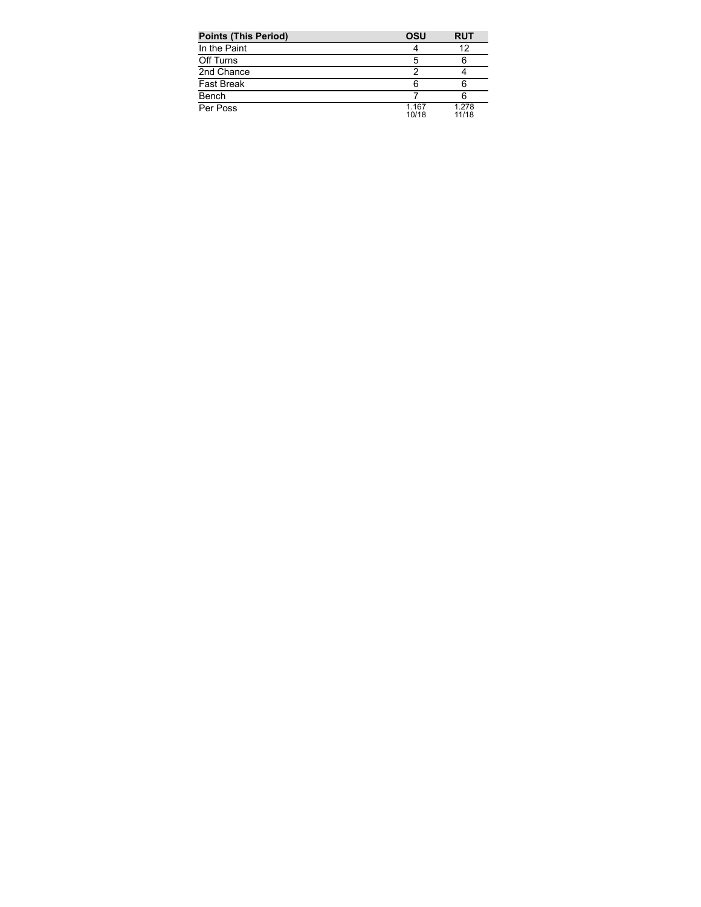| Points (This Period) | OSU | RUT |
| --- | --- | --- |
| In the Paint | 4 | 12 |
| Off Turns | 5 | 6 |
| 2nd Chance | 2 | 4 |
| Fast Break | 6 | 6 |
| Bench | 7 | 6 |
| Per Poss | 1.167 10/18 | 1.278 11/18 |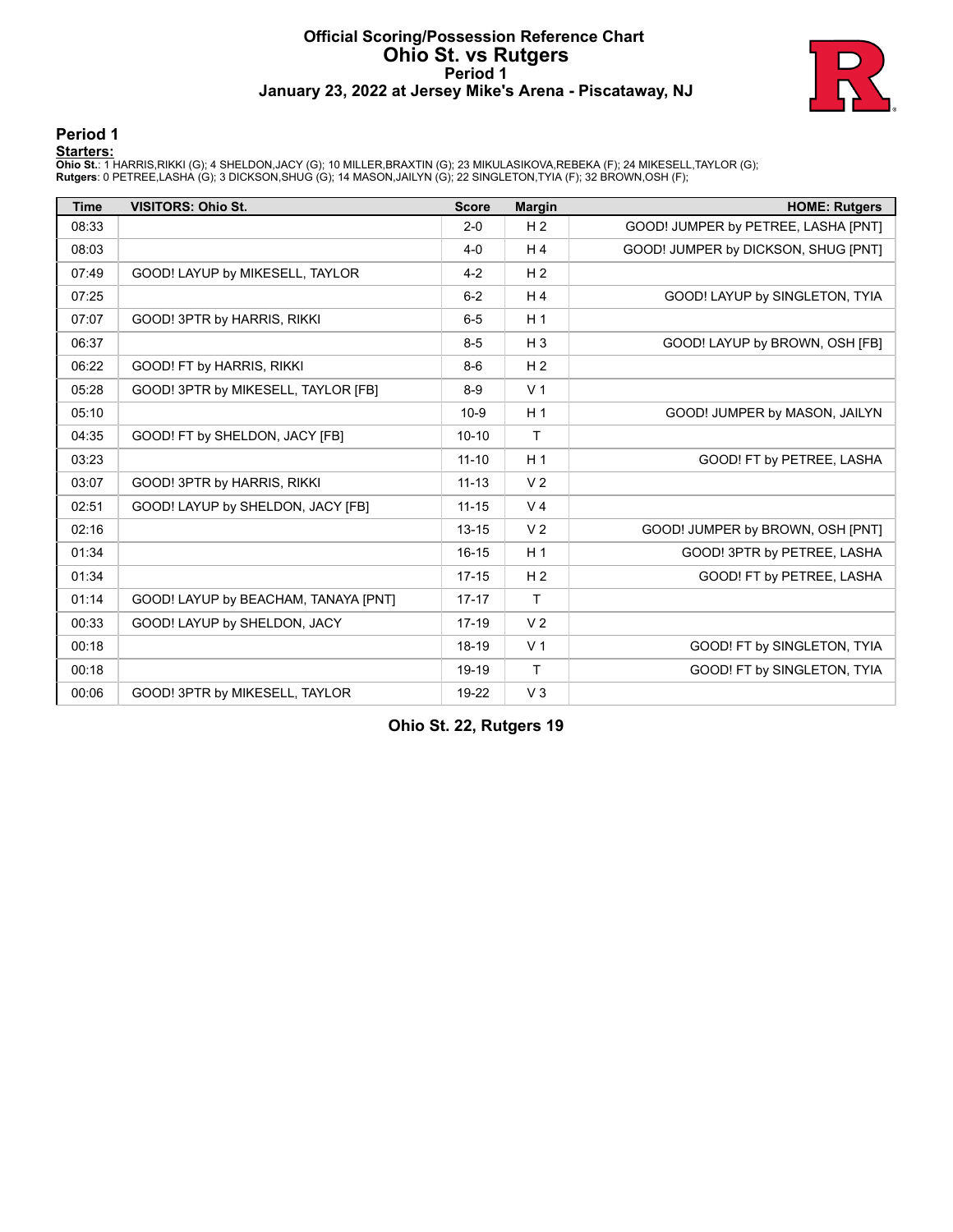# Official Scoring/Possession Reference Chart
## Ohio St. vs Rutgers
### Period 1
### January 23, 2022 at Jersey Mike's Arena - Piscataway, NJ

## Period 1

**Starters:**

**Ohio St.**: 1 HARRIS,RIKKI (G); 4 SHELDON,JACY (G); 10 MILLER,BRAXTIN (G); 23 MIKULASIKOVA,REBEKA (F); 24 MIKESELL,TAYLOR (G);
**Rutgers**: 0 PETREE,LASHA (G); 3 DICKSON,SHUG (G); 14 MASON,JAILYN (G); 22 SINGLETON,TYIA (F); 32 BROWN,OSH (F);

| Time | VISITORS: Ohio St. | Score | Margin | HOME: Rutgers |
|---|---|---|---|---|
| 08:33 | | 2-0 | H 2 | GOOD! JUMPER by PETREE, LASHA [PNT] |
| 08:03 | | 4-0 | H 4 | GOOD! JUMPER by DICKSON, SHUG [PNT] |
| 07:49 | GOOD! LAYUP by MIKESELL, TAYLOR | 4-2 | H 2 | |
| 07:25 | | 6-2 | H 4 | GOOD! LAYUP by SINGLETON, TYIA |
| 07:07 | GOOD! 3PTR by HARRIS, RIKKI | 6-5 | H 1 | |
| 06:37 | | 8-5 | H 3 | GOOD! LAYUP by BROWN, OSH [FB] |
| 06:22 | GOOD! FT by HARRIS, RIKKI | 8-6 | H 2 | |
| 05:28 | GOOD! 3PTR by MIKESELL, TAYLOR [FB] | 8-9 | V 1 | |
| 05:10 | | 10-9 | H 1 | GOOD! JUMPER by MASON, JAILYN |
| 04:35 | GOOD! FT by SHELDON, JACY [FB] | 10-10 | T | |
| 03:23 | | 11-10 | H 1 | GOOD! FT by PETREE, LASHA |
| 03:07 | GOOD! 3PTR by HARRIS, RIKKI | 11-13 | V 2 | |
| 02:51 | GOOD! LAYUP by SHELDON, JACY [FB] | 11-15 | V 4 | |
| 02:16 | | 13-15 | V 2 | GOOD! JUMPER by BROWN, OSH [PNT] |
| 01:34 | | 16-15 | H 1 | GOOD! 3PTR by PETREE, LASHA |
| 01:34 | | 17-15 | H 2 | GOOD! FT by PETREE, LASHA |
| 01:14 | GOOD! LAYUP by BEACHAM, TANAYA [PNT] | 17-17 | T | |
| 00:33 | GOOD! LAYUP by SHELDON, JACY | 17-19 | V 2 | |
| 00:18 | | 18-19 | V 1 | GOOD! FT by SINGLETON, TYIA |
| 00:18 | | 19-19 | T | GOOD! FT by SINGLETON, TYIA |
| 00:06 | GOOD! 3PTR by MIKESELL, TAYLOR | 19-22 | V 3 | |

**Ohio St. 22, Rutgers 19**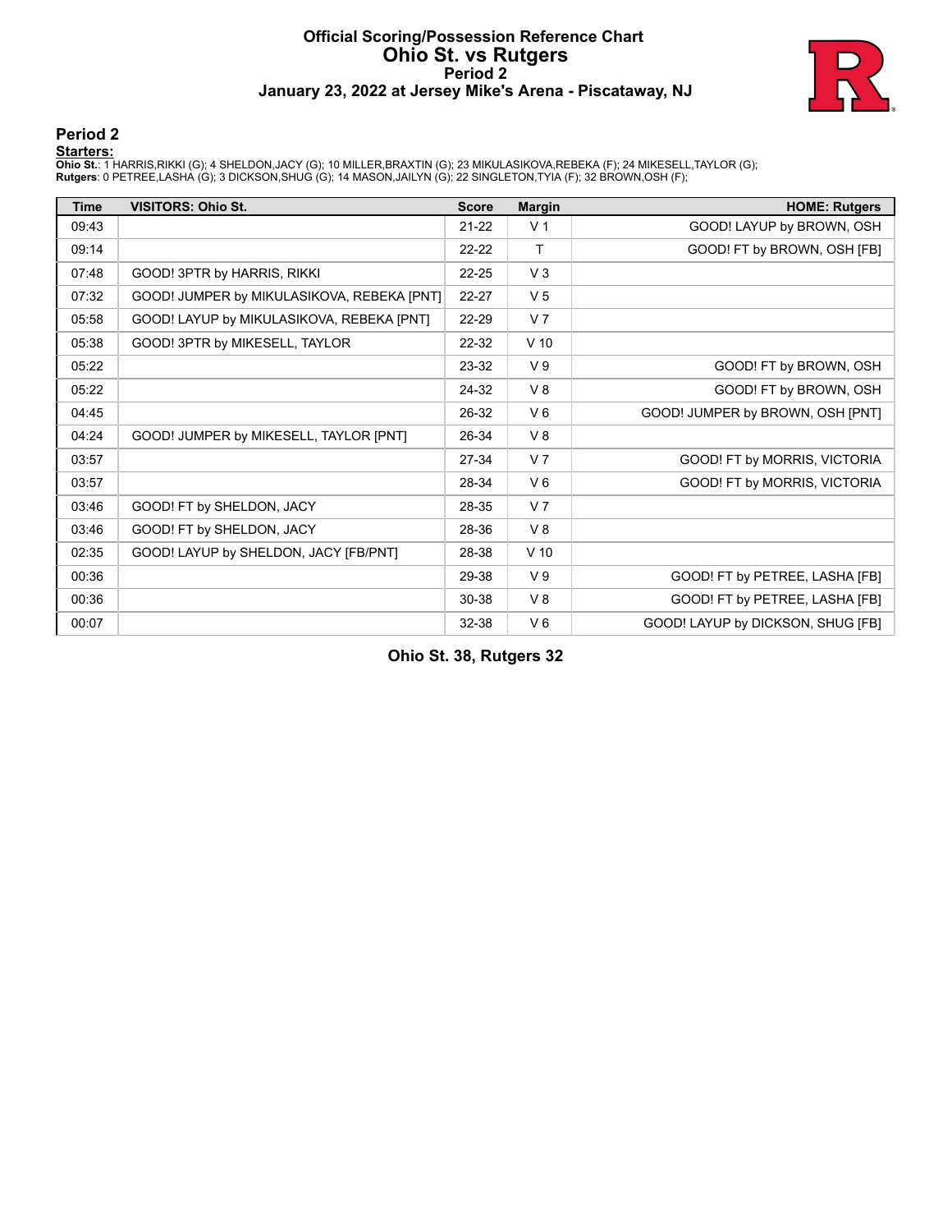# Official Scoring/Possession Reference Chart
## Ohio St. vs Rutgers
### Period 2
### January 23, 2022 at Jersey Mike's Arena - Piscataway, NJ

## Period 2

**Starters:**

**Ohio St.**: 1 HARRIS,RIKKI (G); 4 SHELDON,JACY (G); 10 MILLER,BRAXTIN (G); 23 MIKULASIKOVA,REBEKA (F); 24 MIKESELL,TAYLOR (G);
**Rutgers**: 0 PETREE,LASHA (G); 3 DICKSON,SHUG (G); 14 MASON,JAILYN (G); 22 SINGLETON,TYIA (F); 32 BROWN,OSH (F);

| Time | VISITORS: Ohio St. | Score | Margin | HOME: Rutgers |
| --- | --- | --- | --- | --- |
| 09:43 | | 21-22 | V 1 | GOOD! LAYUP by BROWN, OSH |
| 09:14 | | 22-22 | T | GOOD! FT by BROWN, OSH [FB] |
| 07:48 | GOOD! 3PTR by HARRIS, RIKKI | 22-25 | V 3 | |
| 07:32 | GOOD! JUMPER by MIKULASIKOVA, REBEKA [PNT] | 22-27 | V 5 | |
| 05:58 | GOOD! LAYUP by MIKULASIKOVA, REBEKA [PNT] | 22-29 | V 7 | |
| 05:38 | GOOD! 3PTR by MIKESELL, TAYLOR | 22-32 | V 10 | |
| 05:22 | | 23-32 | V 9 | GOOD! FT by BROWN, OSH |
| 05:22 | | 24-32 | V 8 | GOOD! FT by BROWN, OSH |
| 04:45 | | 26-32 | V 6 | GOOD! JUMPER by BROWN, OSH [PNT] |
| 04:24 | GOOD! JUMPER by MIKESELL, TAYLOR [PNT] | 26-34 | V 8 | |
| 03:57 | | 27-34 | V 7 | GOOD! FT by MORRIS, VICTORIA |
| 03:57 | | 28-34 | V 6 | GOOD! FT by MORRIS, VICTORIA |
| 03:46 | GOOD! FT by SHELDON, JACY | 28-35 | V 7 | |
| 03:46 | GOOD! FT by SHELDON, JACY | 28-36 | V 8 | |
| 02:35 | GOOD! LAYUP by SHELDON, JACY [FB/PNT] | 28-38 | V 10 | |
| 00:36 | | 29-38 | V 9 | GOOD! FT by PETREE, LASHA [FB] |
| 00:36 | | 30-38 | V 8 | GOOD! FT by PETREE, LASHA [FB] |
| 00:07 | | 32-38 | V 6 | GOOD! LAYUP by DICKSON, SHUG [FB] |

**Ohio St. 38, Rutgers 32**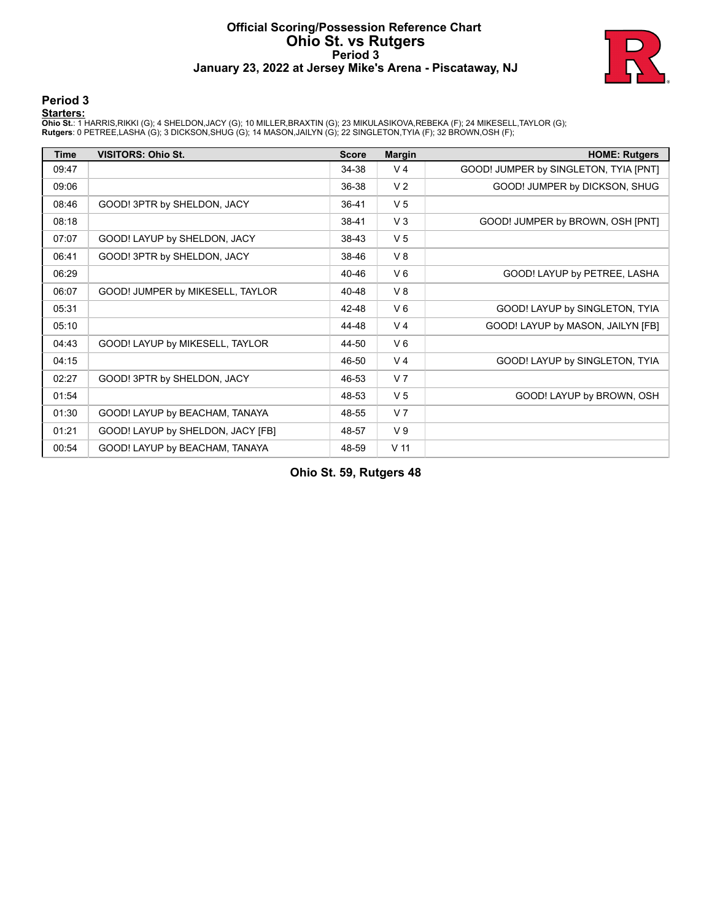# Official Scoring/Possession Reference Chart
# Ohio St. vs Rutgers
## Period 3
### January 23, 2022 at Jersey Mike's Arena - Piscataway, NJ

## Period 3

**Starters:**

**Ohio St.**: 1 HARRIS,RIKKI (G); 4 SHELDON,JACY (G); 10 MILLER,BRAXTIN (G); 23 MIKULASIKOVA,REBEKA (F); 24 MIKESELL,TAYLOR (G);
**Rutgers**: 0 PETREE,LASHA (G); 3 DICKSON,SHUG (G); 14 MASON,JAILYN (G); 22 SINGLETON,TYIA (F); 32 BROWN,OSH (F);

| Time | VISITORS: Ohio St. | Score | Margin | HOME: Rutgers |
| --- | --- | --- | --- | --- |
| 09:47 | | 34-38 | V 4 | GOOD! JUMPER by SINGLETON, TYIA [PNT] |
| 09:06 | | 36-38 | V 2 | GOOD! JUMPER by DICKSON, SHUG |
| 08:46 | GOOD! 3PTR by SHELDON, JACY | 36-41 | V 5 | |
| 08:18 | | 38-41 | V 3 | GOOD! JUMPER by BROWN, OSH [PNT] |
| 07:07 | GOOD! LAYUP by SHELDON, JACY | 38-43 | V 5 | |
| 06:41 | GOOD! 3PTR by SHELDON, JACY | 38-46 | V 8 | |
| 06:29 | | 40-46 | V 6 | GOOD! LAYUP by PETREE, LASHA |
| 06:07 | GOOD! JUMPER by MIKESELL, TAYLOR | 40-48 | V 8 | |
| 05:31 | | 42-48 | V 6 | GOOD! LAYUP by SINGLETON, TYIA |
| 05:10 | | 44-48 | V 4 | GOOD! LAYUP by MASON, JAILYN [FB] |
| 04:43 | GOOD! LAYUP by MIKESELL, TAYLOR | 44-50 | V 6 | |
| 04:15 | | 46-50 | V 4 | GOOD! LAYUP by SINGLETON, TYIA |
| 02:27 | GOOD! 3PTR by SHELDON, JACY | 46-53 | V 7 | |
| 01:54 | | 48-53 | V 5 | GOOD! LAYUP by BROWN, OSH |
| 01:30 | GOOD! LAYUP by BEACHAM, TANAYA | 48-55 | V 7 | |
| 01:21 | GOOD! LAYUP by SHELDON, JACY [FB] | 48-57 | V 9 | |
| 00:54 | GOOD! LAYUP by BEACHAM, TANAYA | 48-59 | V 11 | |

**Ohio St. 59, Rutgers 48**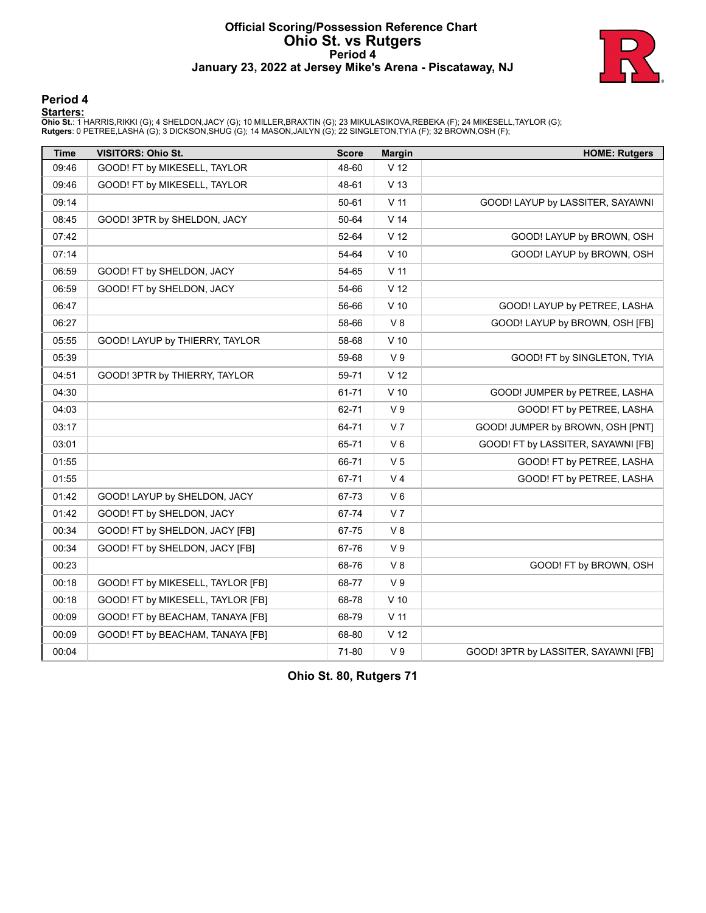# Official Scoring/Possession Reference Chart
## Ohio St. vs Rutgers
### Period 4
### January 23, 2022 at Jersey Mike's Arena - Piscataway, NJ

## Period 4

**Starters:**

**Ohio St.**: 1 HARRIS,RIKKI (G); 4 SHELDON,JACY (G); 10 MILLER,BRAXTIN (G); 23 MIKULASIKOVA,REBEKA (F); 24 MIKESELL,TAYLOR (G);
**Rutgers**: 0 PETREE,LASHA (G); 3 DICKSON,SHUG (G); 14 MASON,JAILYN (G); 22 SINGLETON,TYIA (F); 32 BROWN,OSH (F);

| Time | VISITORS: Ohio St. | Score | Margin | HOME: Rutgers |
|---|---|---|---|---|
| 09:46 | GOOD! FT by MIKESELL, TAYLOR | 48-60 | V 12 | |
| 09:46 | GOOD! FT by MIKESELL, TAYLOR | 48-61 | V 13 | |
| 09:14 | | 50-61 | V 11 | GOOD! LAYUP by LASSITER, SAYAWNI |
| 08:45 | GOOD! 3PTR by SHELDON, JACY | 50-64 | V 14 | |
| 07:42 | | 52-64 | V 12 | GOOD! LAYUP by BROWN, OSH |
| 07:14 | | 54-64 | V 10 | GOOD! LAYUP by BROWN, OSH |
| 06:59 | GOOD! FT by SHELDON, JACY | 54-65 | V 11 | |
| 06:59 | GOOD! FT by SHELDON, JACY | 54-66 | V 12 | |
| 06:47 | | 56-66 | V 10 | GOOD! LAYUP by PETREE, LASHA |
| 06:27 | | 58-66 | V 8 | GOOD! LAYUP by BROWN, OSH [FB] |
| 05:55 | GOOD! LAYUP by THIERRY, TAYLOR | 58-68 | V 10 | |
| 05:39 | | 59-68 | V 9 | GOOD! FT by SINGLETON, TYIA |
| 04:51 | GOOD! 3PTR by THIERRY, TAYLOR | 59-71 | V 12 | |
| 04:30 | | 61-71 | V 10 | GOOD! JUMPER by PETREE, LASHA |
| 04:03 | | 62-71 | V 9 | GOOD! FT by PETREE, LASHA |
| 03:17 | | 64-71 | V 7 | GOOD! JUMPER by BROWN, OSH [PNT] |
| 03:01 | | 65-71 | V 6 | GOOD! FT by LASSITER, SAYAWNI [FB] |
| 01:55 | | 66-71 | V 5 | GOOD! FT by PETREE, LASHA |
| 01:55 | | 67-71 | V 4 | GOOD! FT by PETREE, LASHA |
| 01:42 | GOOD! LAYUP by SHELDON, JACY | 67-73 | V 6 | |
| 01:42 | GOOD! FT by SHELDON, JACY | 67-74 | V 7 | |
| 00:34 | GOOD! FT by SHELDON, JACY [FB] | 67-75 | V 8 | |
| 00:34 | GOOD! FT by SHELDON, JACY [FB] | 67-76 | V 9 | |
| 00:23 | | 68-76 | V 8 | GOOD! FT by BROWN, OSH |
| 00:18 | GOOD! FT by MIKESELL, TAYLOR [FB] | 68-77 | V 9 | |
| 00:18 | GOOD! FT by MIKESELL, TAYLOR [FB] | 68-78 | V 10 | |
| 00:09 | GOOD! FT by BEACHAM, TANAYA [FB] | 68-79 | V 11 | |
| 00:09 | GOOD! FT by BEACHAM, TANAYA [FB] | 68-80 | V 12 | |
| 00:04 | | 71-80 | V 9 | GOOD! 3PTR by LASSITER, SAYAWNI [FB] |

**Ohio St. 80, Rutgers 71**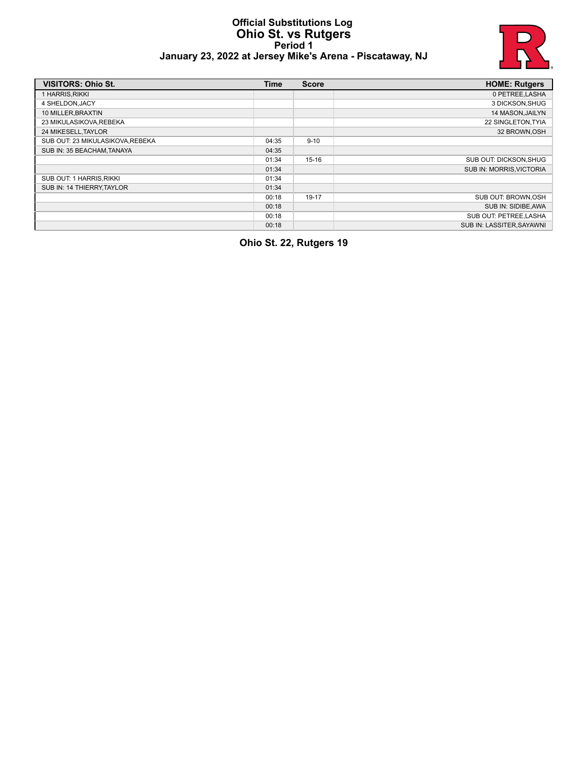# Official Substitutions Log
## Ohio St. vs Rutgers
### Period 1
### January 23, 2022 at Jersey Mike's Arena - Piscataway, NJ

| VISITORS: Ohio St. | Time | Score | HOME: Rutgers |
| --- | --- | --- | --- |
| 1 HARRIS,RIKKI | | | 0 PETREE,LASHA |
| 4 SHELDON,JACY | | | 3 DICKSON,SHUG |
| 10 MILLER,BRAXTIN | | | 14 MASON,JAILYN |
| 23 MIKULASIKOVA,REBEKA | | | 22 SINGLETON,TYIA |
| 24 MIKESELL,TAYLOR | | | 32 BROWN,OSH |
| SUB OUT: 23 MIKULASIKOVA,REBEKA | 04:35 | 9-10 | |
| SUB IN: 35 BEACHAM,TANAYA | 04:35 | | |
| | 01:34 | 15-16 | SUB OUT: DICKSON,SHUG |
| | 01:34 | | SUB IN: MORRIS,VICTORIA |
| SUB OUT: 1 HARRIS,RIKKI | 01:34 | | |
| SUB IN: 14 THIERRY,TAYLOR | 01:34 | | |
| | 00:18 | 19-17 | SUB OUT: BROWN,OSH |
| | 00:18 | | SUB IN: SIDIBE,AWA |
| | 00:18 | | SUB OUT: PETREE,LASHA |
| | 00:18 | | SUB IN: LASSITER,SAYAWNI |

**Ohio St. 22, Rutgers 19**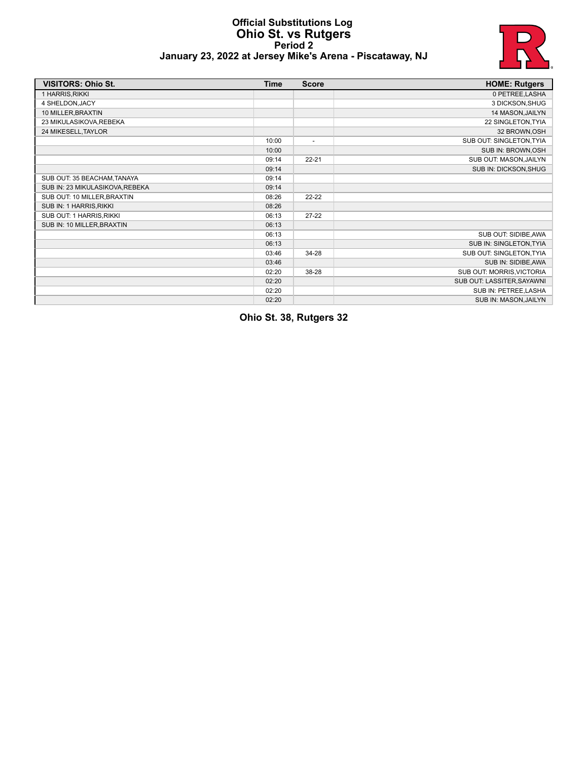# Official Substitutions Log
## Ohio St. vs Rutgers
### Period 2
### January 23, 2022 at Jersey Mike's Arena - Piscataway, NJ

| VISITORS: Ohio St. | Time | Score | HOME: Rutgers |
|---|---|---|---|
| 1 HARRIS,RIKKI | | | 0 PETREE,LASHA |
| 4 SHELDON,JACY | | | 3 DICKSON,SHUG |
| 10 MILLER,BRAXTIN | | | 14 MASON,JAILYN |
| 23 MIKULASIKOVA,REBEKA | | | 22 SINGLETON,TYIA |
| 24 MIKESELL,TAYLOR | | | 32 BROWN,OSH |
| | 10:00 | - | SUB OUT: SINGLETON,TYIA |
| | 10:00 | | SUB IN: BROWN,OSH |
| | 09:14 | 22-21 | SUB OUT: MASON,JAILYN |
| | 09:14 | | SUB IN: DICKSON,SHUG |
| SUB OUT: 35 BEACHAM,TANAYA | 09:14 | | |
| SUB IN: 23 MIKULASIKOVA,REBEKA | 09:14 | | |
| SUB OUT: 10 MILLER,BRAXTIN | 08:26 | 22-22 | |
| SUB IN: 1 HARRIS,RIKKI | 08:26 | | |
| SUB OUT: 1 HARRIS,RIKKI | 06:13 | 27-22 | |
| SUB IN: 10 MILLER,BRAXTIN | 06:13 | | |
| | 06:13 | | SUB OUT: SIDIBE,AWA |
| | 06:13 | | SUB IN: SINGLETON,TYIA |
| | 03:46 | 34-28 | SUB OUT: SINGLETON,TYIA |
| | 03:46 | | SUB IN: SIDIBE,AWA |
| | 02:20 | 38-28 | SUB OUT: MORRIS,VICTORIA |
| | 02:20 | | SUB OUT: LASSITER,SAYAWNI |
| | 02:20 | | SUB IN: PETREE,LASHA |
| | 02:20 | | SUB IN: MASON,JAILYN |

**Ohio St. 38, Rutgers 32**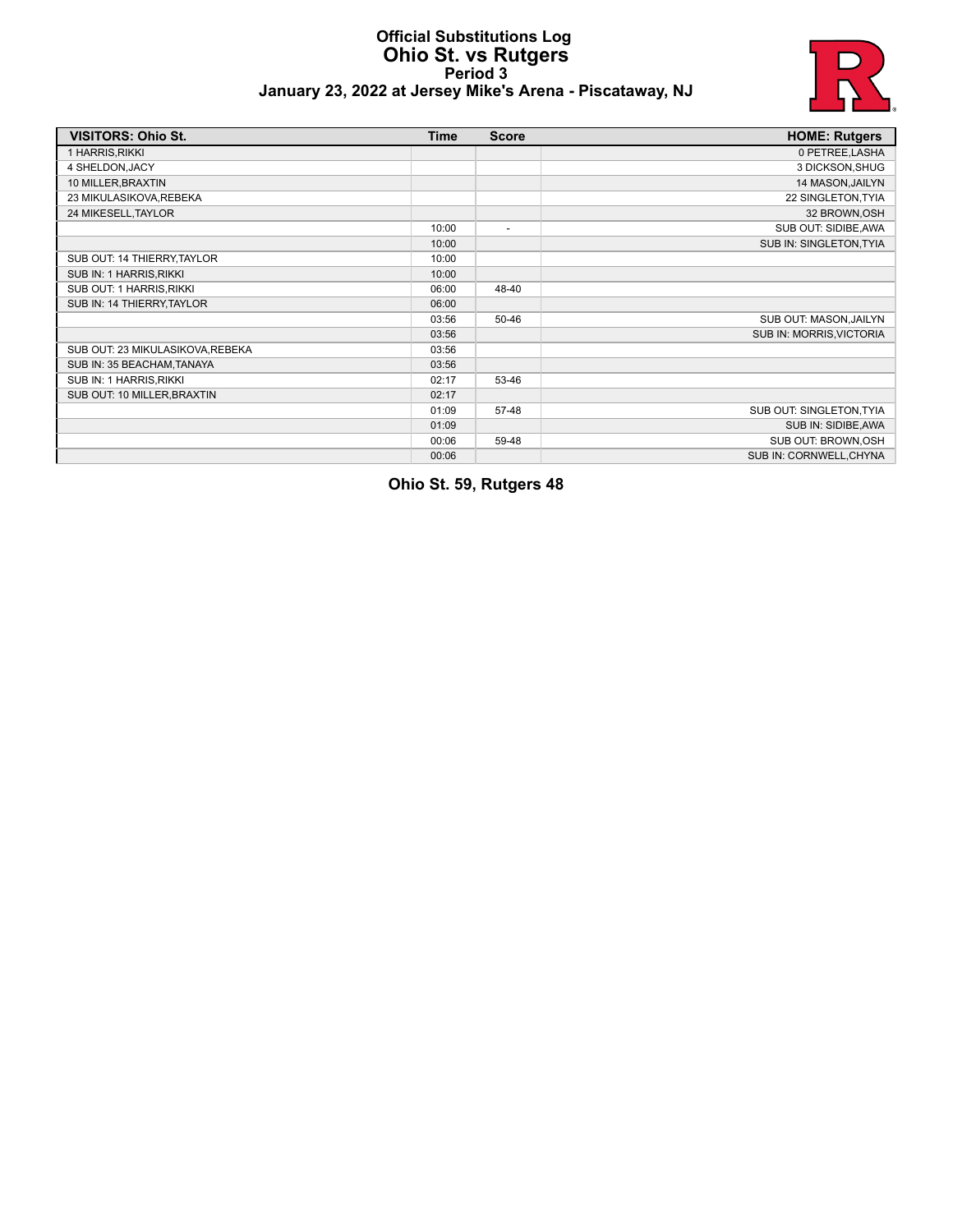# Official Substitutions Log
## Ohio St. vs Rutgers
### Period 3
### January 23, 2022 at Jersey Mike's Arena - Piscataway, NJ

| VISITORS: Ohio St. | Time | Score | HOME: Rutgers |
|---|---|---|---|
| 1 HARRIS,RIKKI | | | 0 PETREE,LASHA |
| 4 SHELDON,JACY | | | 3 DICKSON,SHUG |
| 10 MILLER,BRAXTIN | | | 14 MASON,JAILYN |
| 23 MIKULASIKOVA,REBEKA | | | 22 SINGLETON,TYIA |
| 24 MIKESELL,TAYLOR | | | 32 BROWN,OSH |
| | 10:00 | - | SUB OUT: SIDIBE,AWA |
| | 10:00 | | SUB IN: SINGLETON,TYIA |
| SUB OUT: 14 THIERRY,TAYLOR | 10:00 | | |
| SUB IN: 1 HARRIS,RIKKI | 10:00 | | |
| SUB OUT: 1 HARRIS,RIKKI | 06:00 | 48-40 | |
| SUB IN: 14 THIERRY,TAYLOR | 06:00 | | |
| | 03:56 | 50-46 | SUB OUT: MASON,JAILYN |
| | 03:56 | | SUB IN: MORRIS,VICTORIA |
| SUB OUT: 23 MIKULASIKOVA,REBEKA | 03:56 | | |
| SUB IN: 35 BEACHAM,TANAYA | 03:56 | | |
| SUB IN: 1 HARRIS,RIKKI | 02:17 | 53-46 | |
| SUB OUT: 10 MILLER,BRAXTIN | 02:17 | | |
| | 01:09 | 57-48 | SUB OUT: SINGLETON,TYIA |
| | 01:09 | | SUB IN: SIDIBE,AWA |
| | 00:06 | 59-48 | SUB OUT: BROWN,OSH |
| | 00:06 | | SUB IN: CORNWELL,CHYNA |

**Ohio St. 59, Rutgers 48**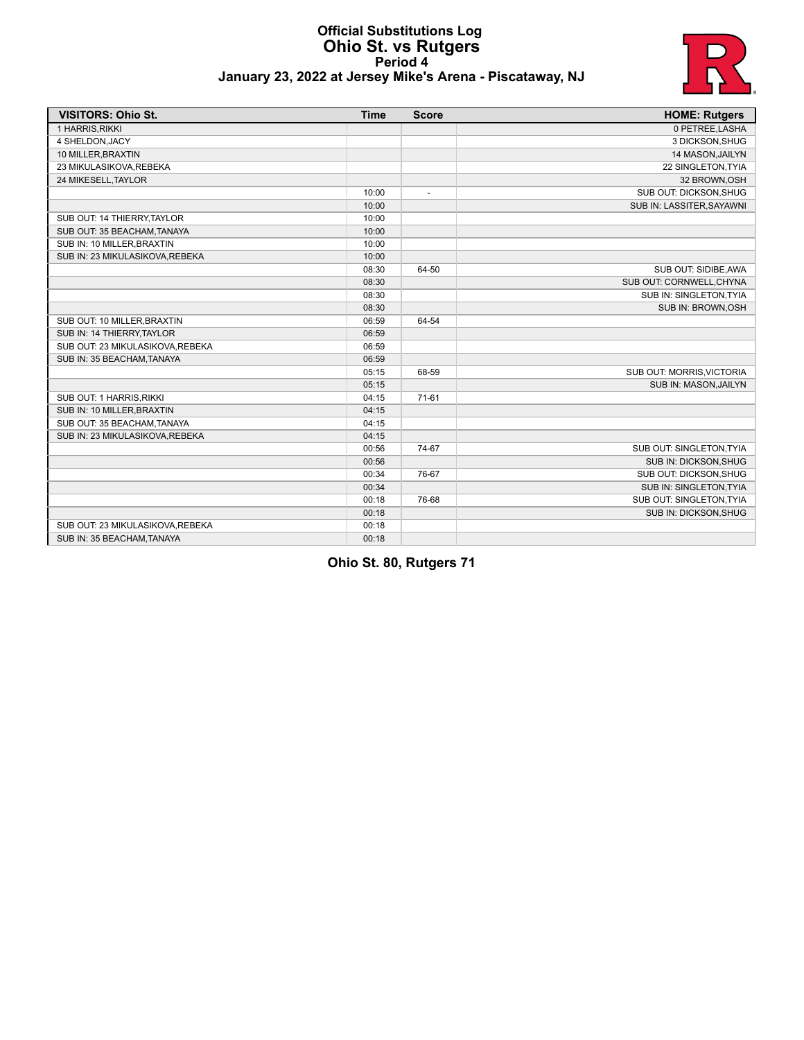# Official Substitutions Log
## Ohio St. vs Rutgers
### Period 4
### January 23, 2022 at Jersey Mike's Arena - Piscataway, NJ

| VISITORS: Ohio St. | Time | Score | HOME: Rutgers |
|---|---|---|---|
| 1 HARRIS,RIKKI | | | 0 PETREE,LASHA |
| 4 SHELDON,JACY | | | 3 DICKSON,SHUG |
| 10 MILLER,BRAXTIN | | | 14 MASON,JAILYN |
| 23 MIKULASIKOVA,REBEKA | | | 22 SINGLETON,TYIA |
| 24 MIKESELL,TAYLOR | | | 32 BROWN,OSH |
| | 10:00 | - | SUB OUT: DICKSON,SHUG |
| | 10:00 | | SUB IN: LASSITER,SAYAWNI |
| SUB OUT: 14 THIERRY,TAYLOR | 10:00 | | |
| SUB OUT: 35 BEACHAM,TANAYA | 10:00 | | |
| SUB IN: 10 MILLER,BRAXTIN | 10:00 | | |
| SUB IN: 23 MIKULASIKOVA,REBEKA | 10:00 | | |
| | 08:30 | 64-50 | SUB OUT: SIDIBE,AWA |
| | 08:30 | | SUB OUT: CORNWELL,CHYNA |
| | 08:30 | | SUB IN: SINGLETON,TYIA |
| | 08:30 | | SUB IN: BROWN,OSH |
| SUB OUT: 10 MILLER,BRAXTIN | 06:59 | 64-54 | |
| SUB IN: 14 THIERRY,TAYLOR | 06:59 | | |
| SUB OUT: 23 MIKULASIKOVA,REBEKA | 06:59 | | |
| SUB IN: 35 BEACHAM,TANAYA | 06:59 | | |
| | 05:15 | 68-59 | SUB OUT: MORRIS,VICTORIA |
| | 05:15 | | SUB IN: MASON,JAILYN |
| SUB OUT: 1 HARRIS,RIKKI | 04:15 | 71-61 | |
| SUB IN: 10 MILLER,BRAXTIN | 04:15 | | |
| SUB OUT: 35 BEACHAM,TANAYA | 04:15 | | |
| SUB IN: 23 MIKULASIKOVA,REBEKA | 04:15 | | |
| | 00:56 | 74-67 | SUB OUT: SINGLETON,TYIA |
| | 00:56 | | SUB IN: DICKSON,SHUG |
| | 00:34 | 76-67 | SUB OUT: DICKSON,SHUG |
| | 00:34 | | SUB IN: SINGLETON,TYIA |
| | 00:18 | 76-68 | SUB OUT: SINGLETON,TYIA |
| | 00:18 | | SUB IN: DICKSON,SHUG |
| SUB OUT: 23 MIKULASIKOVA,REBEKA | 00:18 | | |
| SUB IN: 35 BEACHAM,TANAYA | 00:18 | | |

**Ohio St. 80, Rutgers 71**